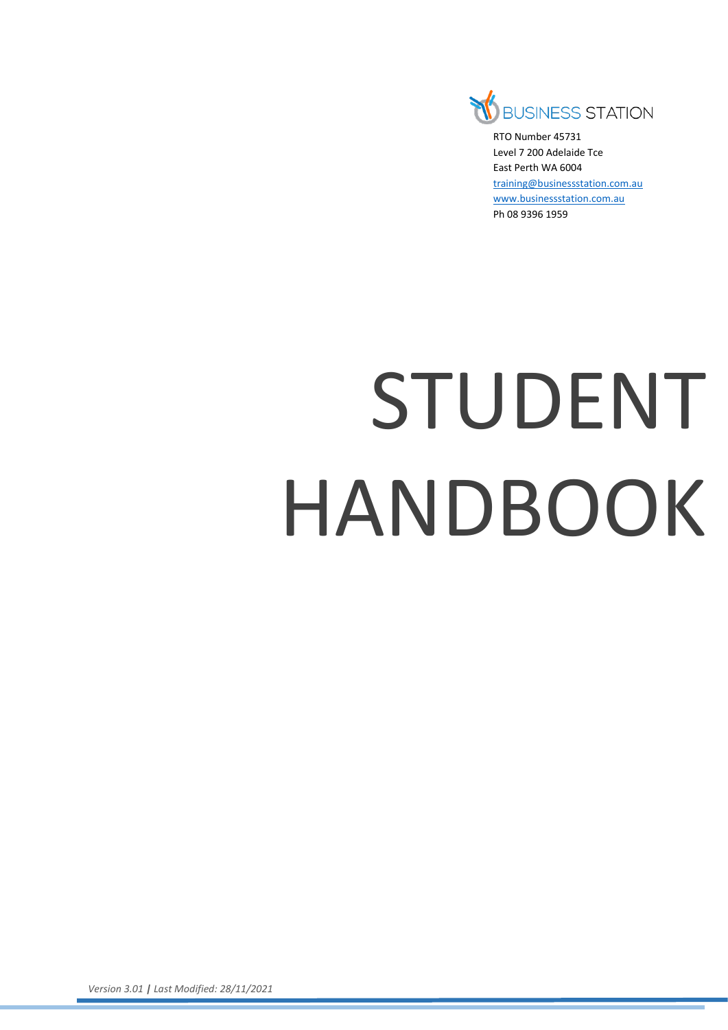BUSINESS STATION

RTO Number 45731
Level 7 200 Adelaide Tce
East Perth WA 6004
training@businessstation.com.au
www.businessstation.com.au
Ph 08 9396 1959

# STUDENT HANDBOOK

*Version 3.01* **|** *Last Modified: 28/11/2021*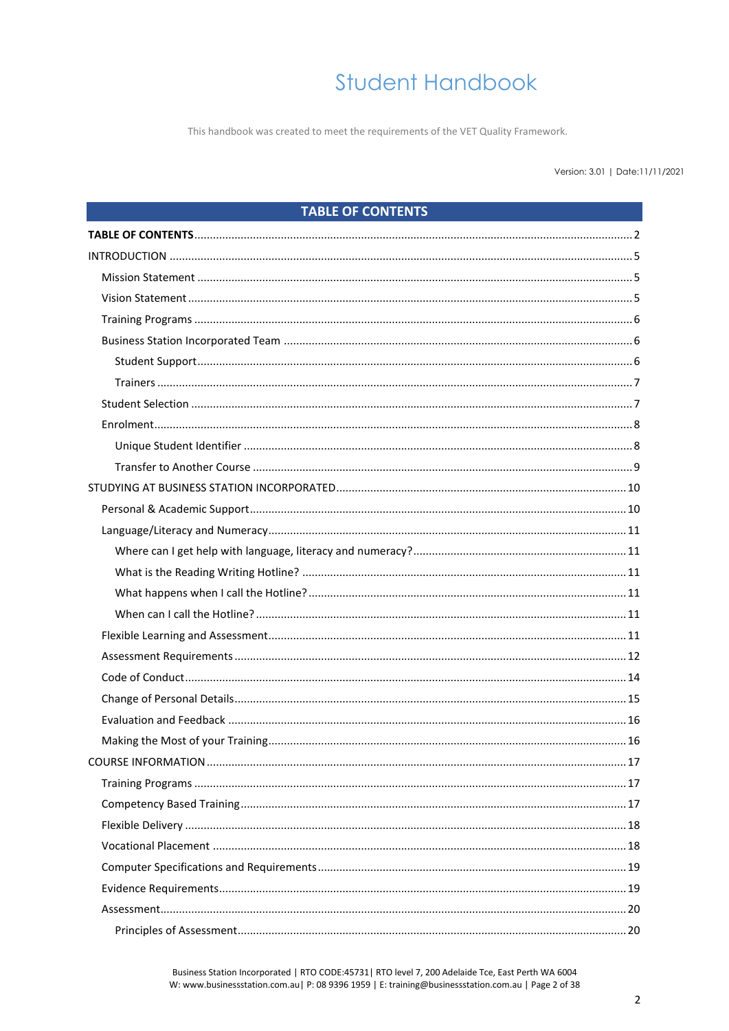# Student Handbook

This handbook was created to meet the requirements of the VET Quality Framework.

Version: 3.01 | Date:11/11/2021

## TABLE OF CONTENTS

**TABLE OF CONTENTS** ..... 2

INTRODUCTION ..... 5

- Mission Statement ..... 5
- Vision Statement ..... 5
- Training Programs ..... 6
- Business Station Incorporated Team ..... 6
  - Student Support ..... 6
  - Trainers ..... 7
- Student Selection ..... 7
- Enrolment ..... 8
  - Unique Student Identifier ..... 8
  - Transfer to Another Course ..... 9

STUDYING AT BUSINESS STATION INCORPORATED ..... 10

- Personal & Academic Support ..... 10
- Language/Literacy and Numeracy ..... 11
  - Where can I get help with language, literacy and numeracy? ..... 11
  - What is the Reading Writing Hotline? ..... 11
  - What happens when I call the Hotline? ..... 11
  - When can I call the Hotline? ..... 11
- Flexible Learning and Assessment ..... 11
- Assessment Requirements ..... 12
- Code of Conduct ..... 14
- Change of Personal Details ..... 15
- Evaluation and Feedback ..... 16
- Making the Most of your Training ..... 16

COURSE INFORMATION ..... 17

- Training Programs ..... 17
- Competency Based Training ..... 17
- Flexible Delivery ..... 18
- Vocational Placement ..... 18
- Computer Specifications and Requirements ..... 19
- Evidence Requirements ..... 19
- Assessment ..... 20
  - Principles of Assessment ..... 20

Business Station Incorporated | RTO CODE:45731| RTO level 7, 200 Adelaide Tce, East Perth WA 6004
W: www.businessstation.com.au| P: 08 9396 1959 | E: training@businessstation.com.au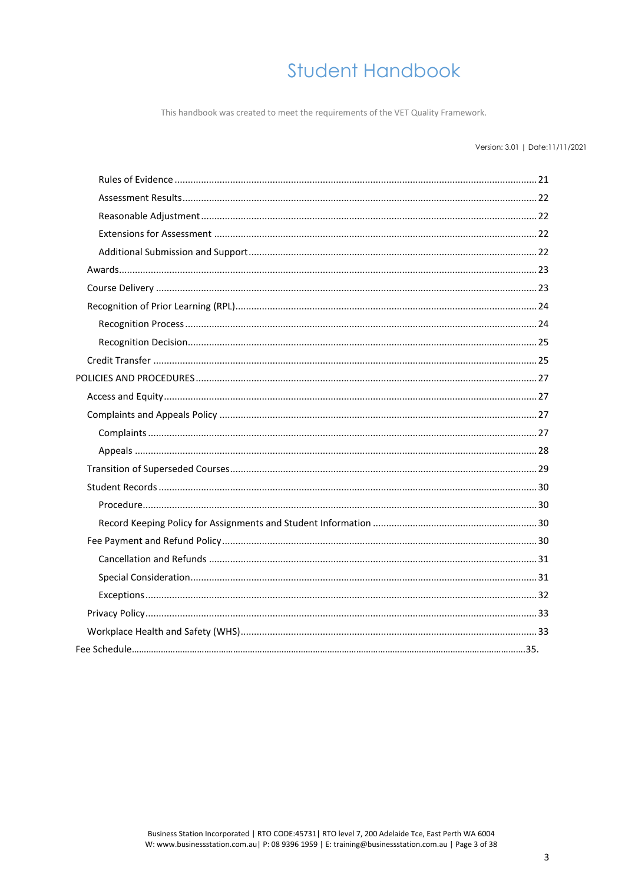# Student Handbook

This handbook was created to meet the requirements of the VET Quality Framework.

Version: 3.01 | Date:11/11/2021

- Rules of Evidence ........ 21
- Assessment Results ........ 22
- Reasonable Adjustment ........ 22
- Extensions for Assessment ........ 22
- Additional Submission and Support ........ 22

Awards ........ 23

Course Delivery ........ 23

Recognition of Prior Learning (RPL) ........ 24

- Recognition Process ........ 24
- Recognition Decision ........ 25

Credit Transfer ........ 25

POLICIES AND PROCEDURES ........ 27

Access and Equity ........ 27

Complaints and Appeals Policy ........ 27

- Complaints ........ 27
- Appeals ........ 28

Transition of Superseded Courses ........ 29

Student Records ........ 30

- Procedure ........ 30
- Record Keeping Policy for Assignments and Student Information ........ 30

Fee Payment and Refund Policy ........ 30

- Cancellation and Refunds ........ 31
- Special Consideration ........ 31
- Exceptions ........ 32

Privacy Policy ........ 33

Workplace Health and Safety (WHS) ........ 33

Fee Schedule ........ 35.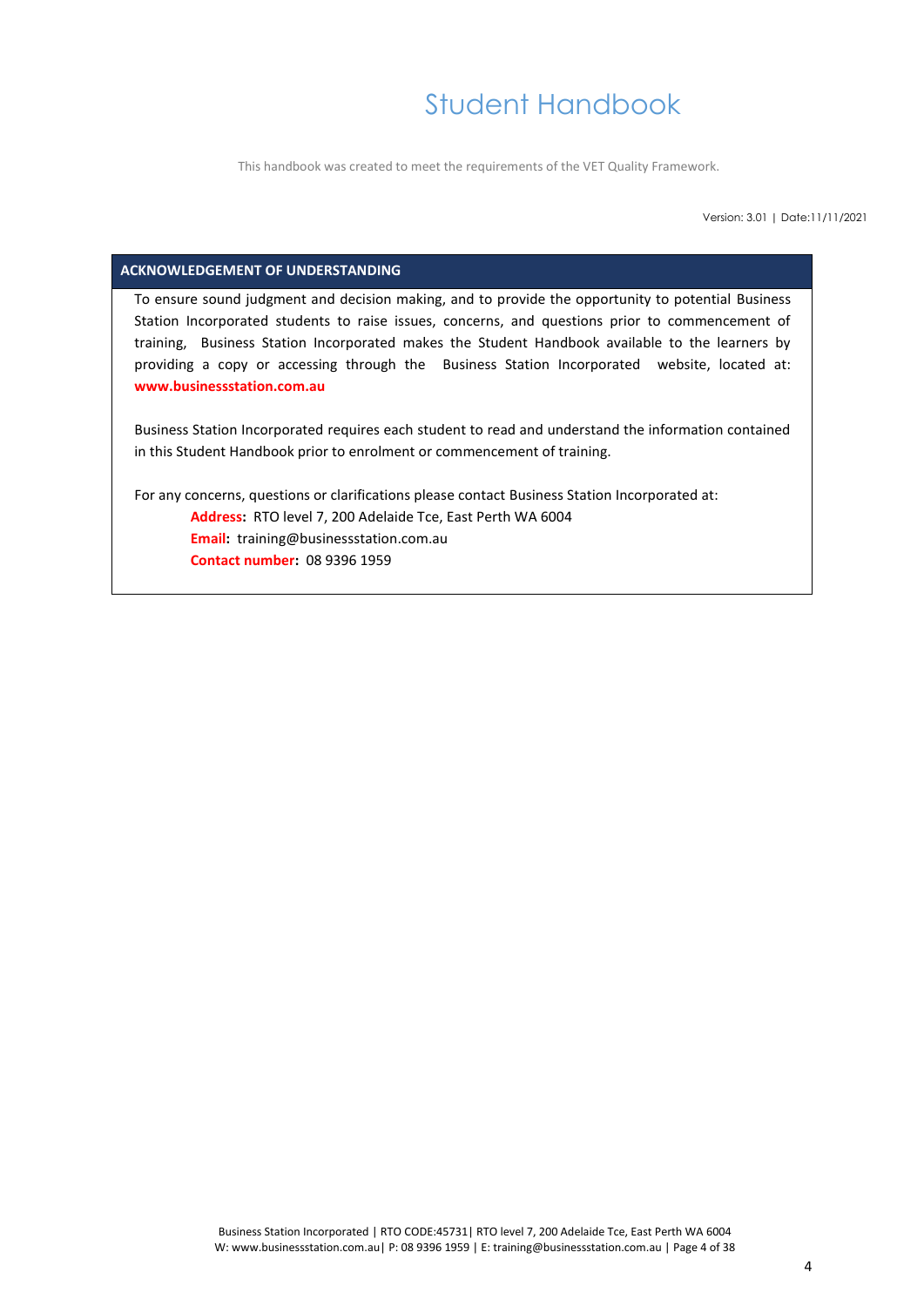# Student Handbook

This handbook was created to meet the requirements of the VET Quality Framework.

Version: 3.01 | Date:11/11/2021

## ACKNOWLEDGEMENT OF UNDERSTANDING

To ensure sound judgment and decision making, and to provide the opportunity to potential Business Station Incorporated students to raise issues, concerns, and questions prior to commencement of training, Business Station Incorporated makes the Student Handbook available to the learners by providing a copy or accessing through the Business Station Incorporated website, located at: **www.businessstation.com.au**

Business Station Incorporated requires each student to read and understand the information contained in this Student Handbook prior to enrolment or commencement of training.

For any concerns, questions or clarifications please contact Business Station Incorporated at:

- **Address:** RTO level 7, 200 Adelaide Tce, East Perth WA 6004
- **Email:** training@businessstation.com.au
- **Contact number:** 08 9396 1959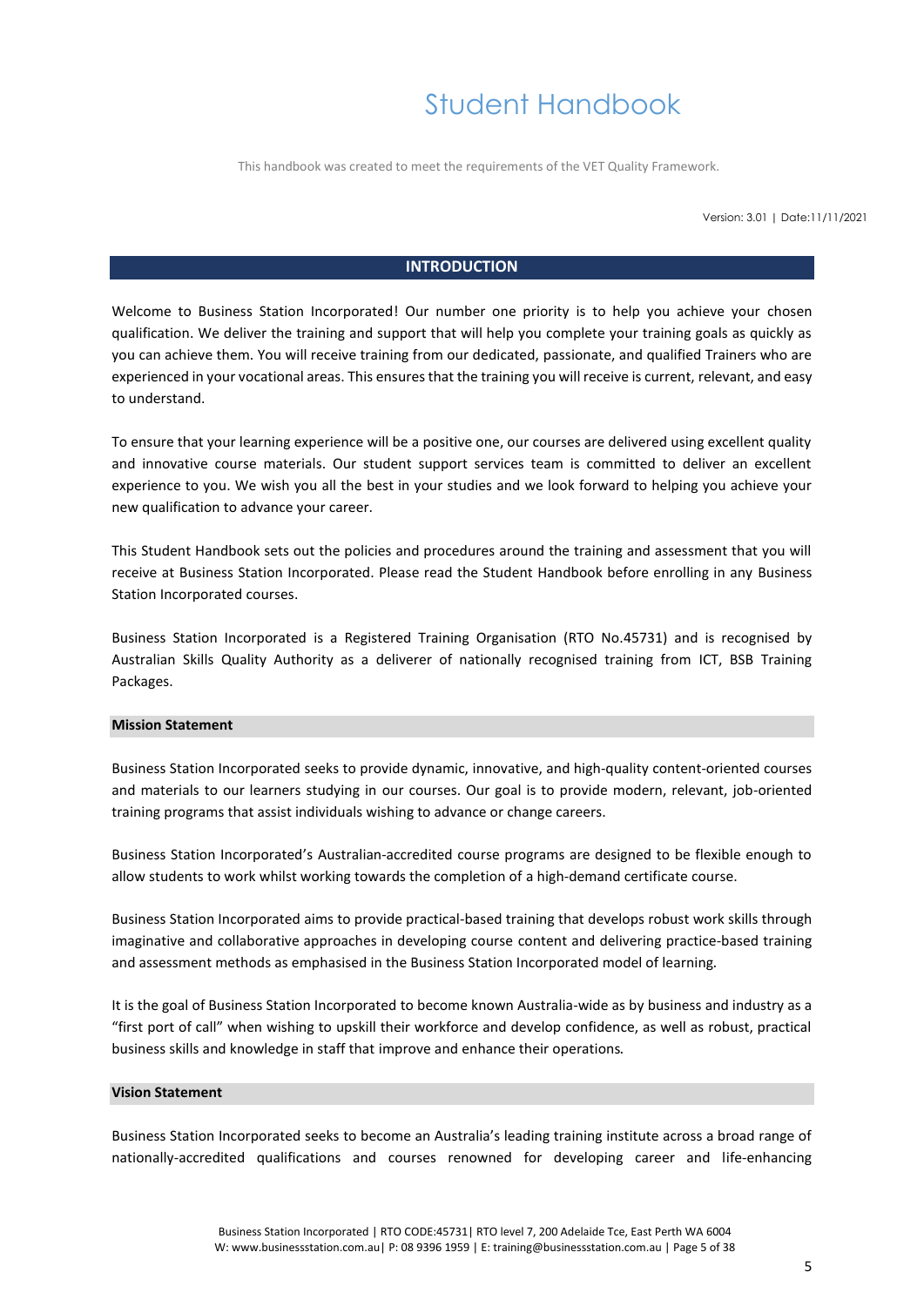# Student Handbook

This handbook was created to meet the requirements of the VET Quality Framework.

Version: 3.01 | Date:11/11/2021

## INTRODUCTION

Welcome to Business Station Incorporated! Our number one priority is to help you achieve your chosen qualification. We deliver the training and support that will help you complete your training goals as quickly as you can achieve them. You will receive training from our dedicated, passionate, and qualified Trainers who are experienced in your vocational areas. This ensures that the training you will receive is current, relevant, and easy to understand.

To ensure that your learning experience will be a positive one, our courses are delivered using excellent quality and innovative course materials. Our student support services team is committed to deliver an excellent experience to you. We wish you all the best in your studies and we look forward to helping you achieve your new qualification to advance your career.

This Student Handbook sets out the policies and procedures around the training and assessment that you will receive at Business Station Incorporated. Please read the Student Handbook before enrolling in any Business Station Incorporated courses.

Business Station Incorporated is a Registered Training Organisation (RTO No.45731) and is recognised by Australian Skills Quality Authority as a deliverer of nationally recognised training from ICT, BSB Training Packages.

### Mission Statement

Business Station Incorporated seeks to provide dynamic, innovative, and high-quality content-oriented courses and materials to our learners studying in our courses. Our goal is to provide modern, relevant, job-oriented training programs that assist individuals wishing to advance or change careers.

Business Station Incorporated's Australian-accredited course programs are designed to be flexible enough to allow students to work whilst working towards the completion of a high-demand certificate course.

Business Station Incorporated aims to provide practical-based training that develops robust work skills through imaginative and collaborative approaches in developing course content and delivering practice-based training and assessment methods as emphasised in the Business Station Incorporated model of learning.

It is the goal of Business Station Incorporated to become known Australia-wide as by business and industry as a "first port of call" when wishing to upskill their workforce and develop confidence, as well as robust, practical business skills and knowledge in staff that improve and enhance their operations.

### Vision Statement

Business Station Incorporated seeks to become an Australia's leading training institute across a broad range of nationally-accredited qualifications and courses renowned for developing career and life-enhancing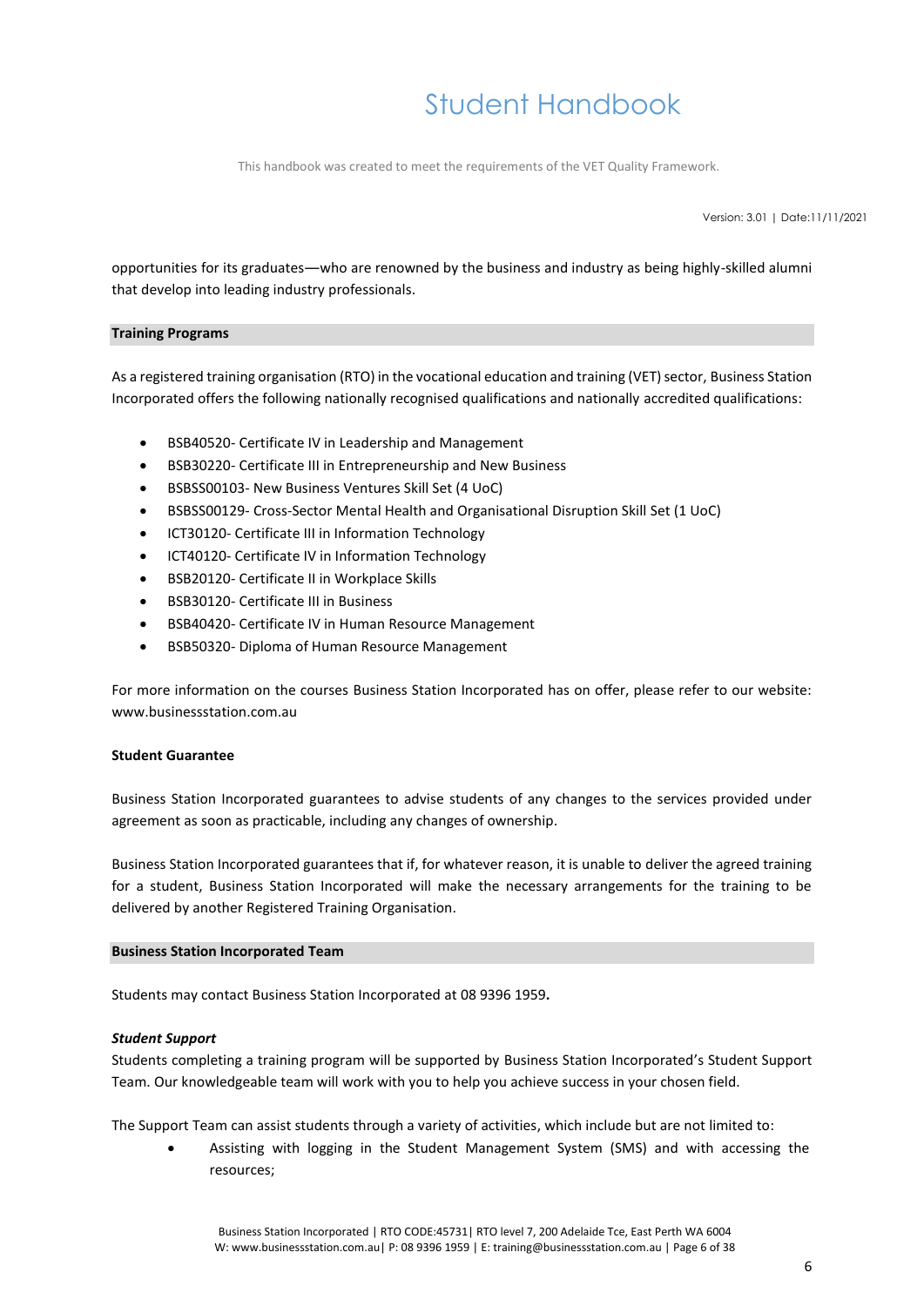opportunities for its graduates—who are renowned by the business and industry as being highly-skilled alumni that develop into leading industry professionals.

## Training Programs

As a registered training organisation (RTO) in the vocational education and training (VET) sector, Business Station Incorporated offers the following nationally recognised qualifications and nationally accredited qualifications:

- BSB40520- Certificate IV in Leadership and Management
- BSB30220- Certificate III in Entrepreneurship and New Business
- BSBSS00103- New Business Ventures Skill Set (4 UoC)
- BSBSS00129- Cross-Sector Mental Health and Organisational Disruption Skill Set (1 UoC)
- ICT30120- Certificate III in Information Technology
- ICT40120- Certificate IV in Information Technology
- BSB20120- Certificate II in Workplace Skills
- BSB30120- Certificate III in Business
- BSB40420- Certificate IV in Human Resource Management
- BSB50320- Diploma of Human Resource Management

For more information on the courses Business Station Incorporated has on offer, please refer to our website: www.businessstation.com.au

### Student Guarantee

Business Station Incorporated guarantees to advise students of any changes to the services provided under agreement as soon as practicable, including any changes of ownership.

Business Station Incorporated guarantees that if, for whatever reason, it is unable to deliver the agreed training for a student, Business Station Incorporated will make the necessary arrangements for the training to be delivered by another Registered Training Organisation.

## Business Station Incorporated Team

Students may contact Business Station Incorporated at 08 9396 1959**.**

***Student Support***

Students completing a training program will be supported by Business Station Incorporated's Student Support Team. Our knowledgeable team will work with you to help you achieve success in your chosen field.

The Support Team can assist students through a variety of activities, which include but are not limited to:

- Assisting with logging in the Student Management System (SMS) and with accessing the resources;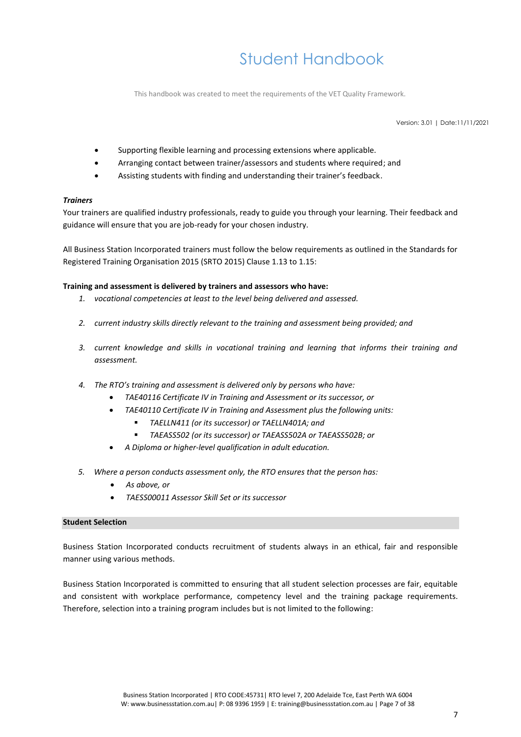- Supporting flexible learning and processing extensions where applicable.
- Arranging contact between trainer/assessors and students where required; and
- Assisting students with finding and understanding their trainer's feedback.

***Trainers***

Your trainers are qualified industry professionals, ready to guide you through your learning. Their feedback and guidance will ensure that you are job-ready for your chosen industry.

All Business Station Incorporated trainers must follow the below requirements as outlined in the Standards for Registered Training Organisation 2015 (SRTO 2015) Clause 1.13 to 1.15:

**Training and assessment is delivered by trainers and assessors who have:**

1. *vocational competencies at least to the level being delivered and assessed.*
2. *current industry skills directly relevant to the training and assessment being provided; and*
3. *current knowledge and skills in vocational training and learning that informs their training and assessment.*
4. *The RTO's training and assessment is delivered only by persons who have:*
   - *TAE40116 Certificate IV in Training and Assessment or its successor, or*
   - *TAE40110 Certificate IV in Training and Assessment plus the following units:*
     - *TAELLN411 (or its successor) or TAELLN401A; and*
     - *TAEASS502 (or its successor) or TAEASS502A or TAEASS502B; or*
   - *A Diploma or higher-level qualification in adult education.*
5. *Where a person conducts assessment only, the RTO ensures that the person has:*
   - *As above, or*
   - *TAESS00011 Assessor Skill Set or its successor*

**Student Selection**

Business Station Incorporated conducts recruitment of students always in an ethical, fair and responsible manner using various methods.

Business Station Incorporated is committed to ensuring that all student selection processes are fair, equitable and consistent with workplace performance, competency level and the training package requirements. Therefore, selection into a training program includes but is not limited to the following: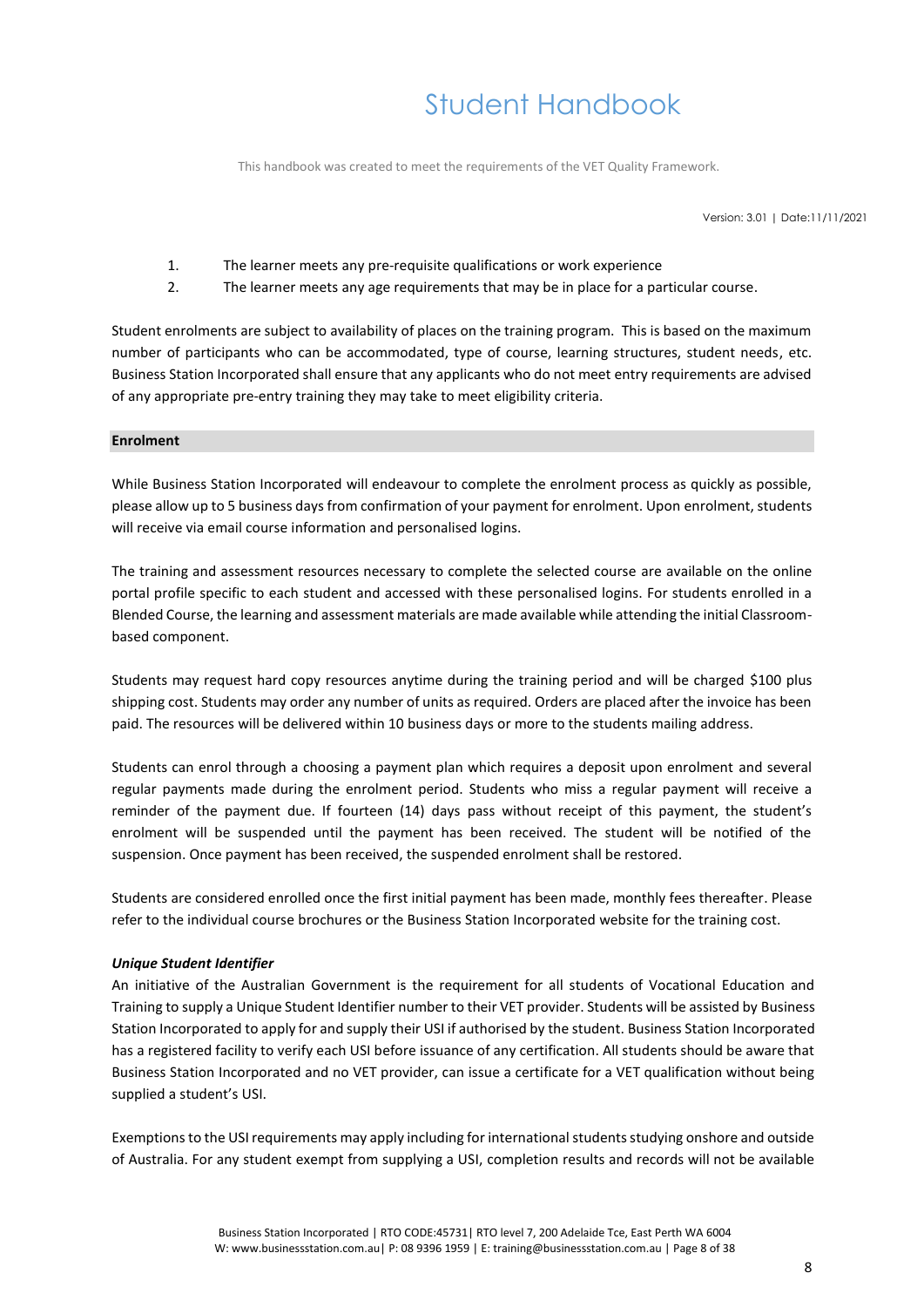1. The learner meets any pre-requisite qualifications or work experience
2. The learner meets any age requirements that may be in place for a particular course.

Student enrolments are subject to availability of places on the training program. This is based on the maximum number of participants who can be accommodated, type of course, learning structures, student needs, etc. Business Station Incorporated shall ensure that any applicants who do not meet entry requirements are advised of any appropriate pre-entry training they may take to meet eligibility criteria.

## Enrolment

While Business Station Incorporated will endeavour to complete the enrolment process as quickly as possible, please allow up to 5 business days from confirmation of your payment for enrolment. Upon enrolment, students will receive via email course information and personalised logins.

The training and assessment resources necessary to complete the selected course are available on the online portal profile specific to each student and accessed with these personalised logins. For students enrolled in a Blended Course, the learning and assessment materials are made available while attending the initial Classroom-based component.

Students may request hard copy resources anytime during the training period and will be charged $100 plus shipping cost. Students may order any number of units as required. Orders are placed after the invoice has been paid. The resources will be delivered within 10 business days or more to the students mailing address.

Students can enrol through a choosing a payment plan which requires a deposit upon enrolment and several regular payments made during the enrolment period. Students who miss a regular payment will receive a reminder of the payment due. If fourteen (14) days pass without receipt of this payment, the student's enrolment will be suspended until the payment has been received. The student will be notified of the suspension. Once payment has been received, the suspended enrolment shall be restored.

Students are considered enrolled once the first initial payment has been made, monthly fees thereafter. Please refer to the individual course brochures or the Business Station Incorporated website for the training cost.

### *Unique Student Identifier*

An initiative of the Australian Government is the requirement for all students of Vocational Education and Training to supply a Unique Student Identifier number to their VET provider. Students will be assisted by Business Station Incorporated to apply for and supply their USI if authorised by the student. Business Station Incorporated has a registered facility to verify each USI before issuance of any certification. All students should be aware that Business Station Incorporated and no VET provider, can issue a certificate for a VET qualification without being supplied a student's USI.

Exemptions to the USI requirements may apply including for international students studying onshore and outside of Australia. For any student exempt from supplying a USI, completion results and records will not be available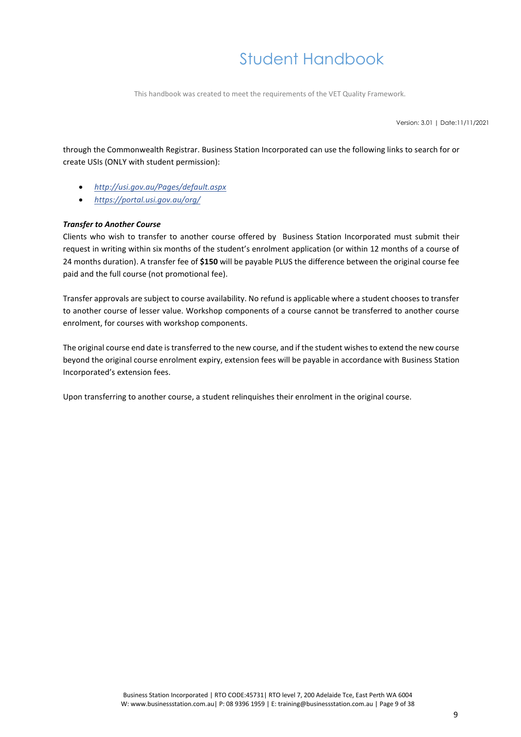through the Commonwealth Registrar. Business Station Incorporated can use the following links to search for or create USIs (ONLY with student permission):

- *http://usi.gov.au/Pages/default.aspx*
- *https://portal.usi.gov.au/org/*

***Transfer to Another Course***

Clients who wish to transfer to another course offered by Business Station Incorporated must submit their request in writing within six months of the student's enrolment application (or within 12 months of a course of 24 months duration). A transfer fee of **$150** will be payable PLUS the difference between the original course fee paid and the full course (not promotional fee).

Transfer approvals are subject to course availability. No refund is applicable where a student chooses to transfer to another course of lesser value. Workshop components of a course cannot be transferred to another course enrolment, for courses with workshop components.

The original course end date is transferred to the new course, and if the student wishes to extend the new course beyond the original course enrolment expiry, extension fees will be payable in accordance with Business Station Incorporated's extension fees.

Upon transferring to another course, a student relinquishes their enrolment in the original course.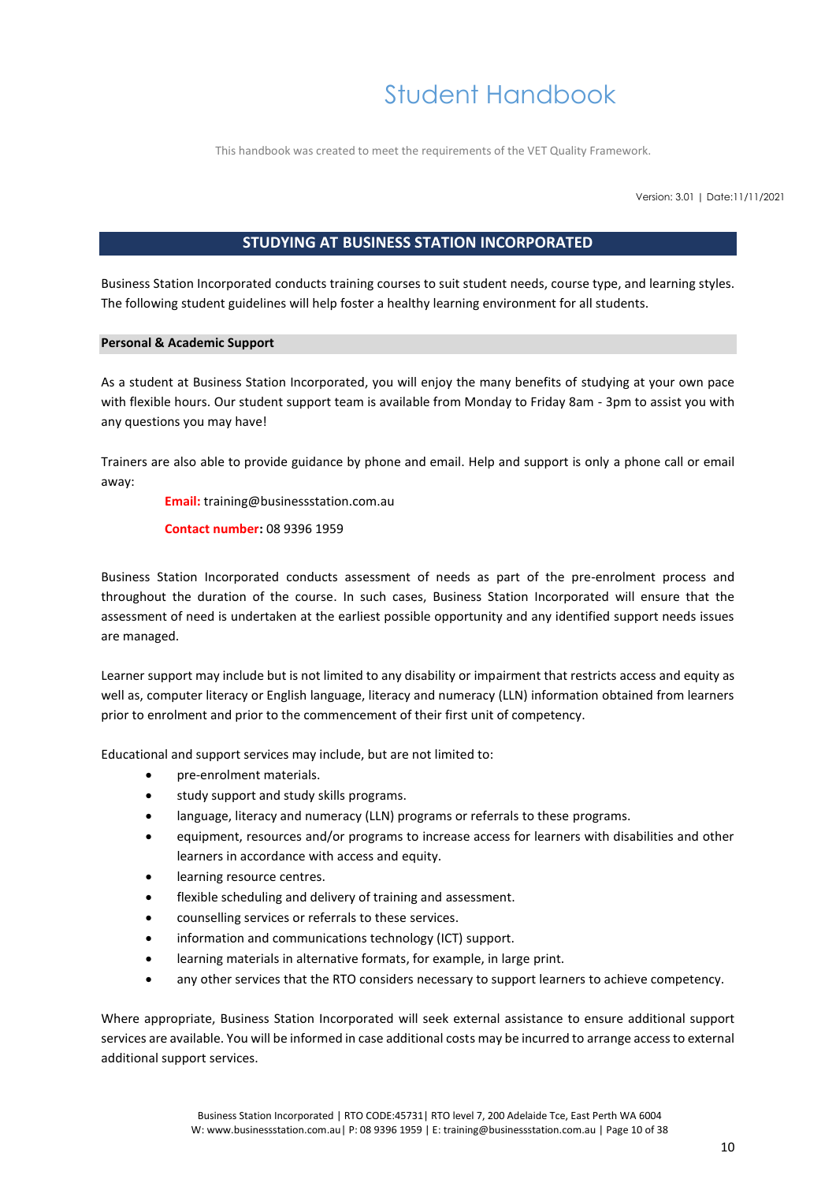# Student Handbook

This handbook was created to meet the requirements of the VET Quality Framework.

Version: 3.01 | Date:11/11/2021

## STUDYING AT BUSINESS STATION INCORPORATED

Business Station Incorporated conducts training courses to suit student needs, course type, and learning styles. The following student guidelines will help foster a healthy learning environment for all students.

### Personal & Academic Support

As a student at Business Station Incorporated, you will enjoy the many benefits of studying at your own pace with flexible hours. Our student support team is available from Monday to Friday 8am - 3pm to assist you with any questions you may have!

Trainers are also able to provide guidance by phone and email. Help and support is only a phone call or email away:

**Email:** training@businessstation.com.au

**Contact number:** 08 9396 1959

Business Station Incorporated conducts assessment of needs as part of the pre-enrolment process and throughout the duration of the course. In such cases, Business Station Incorporated will ensure that the assessment of need is undertaken at the earliest possible opportunity and any identified support needs issues are managed.

Learner support may include but is not limited to any disability or impairment that restricts access and equity as well as, computer literacy or English language, literacy and numeracy (LLN) information obtained from learners prior to enrolment and prior to the commencement of their first unit of competency.

Educational and support services may include, but are not limited to:

- pre-enrolment materials.
- study support and study skills programs.
- language, literacy and numeracy (LLN) programs or referrals to these programs.
- equipment, resources and/or programs to increase access for learners with disabilities and other learners in accordance with access and equity.
- learning resource centres.
- flexible scheduling and delivery of training and assessment.
- counselling services or referrals to these services.
- information and communications technology (ICT) support.
- learning materials in alternative formats, for example, in large print.
- any other services that the RTO considers necessary to support learners to achieve competency.

Where appropriate, Business Station Incorporated will seek external assistance to ensure additional support services are available. You will be informed in case additional costs may be incurred to arrange access to external additional support services.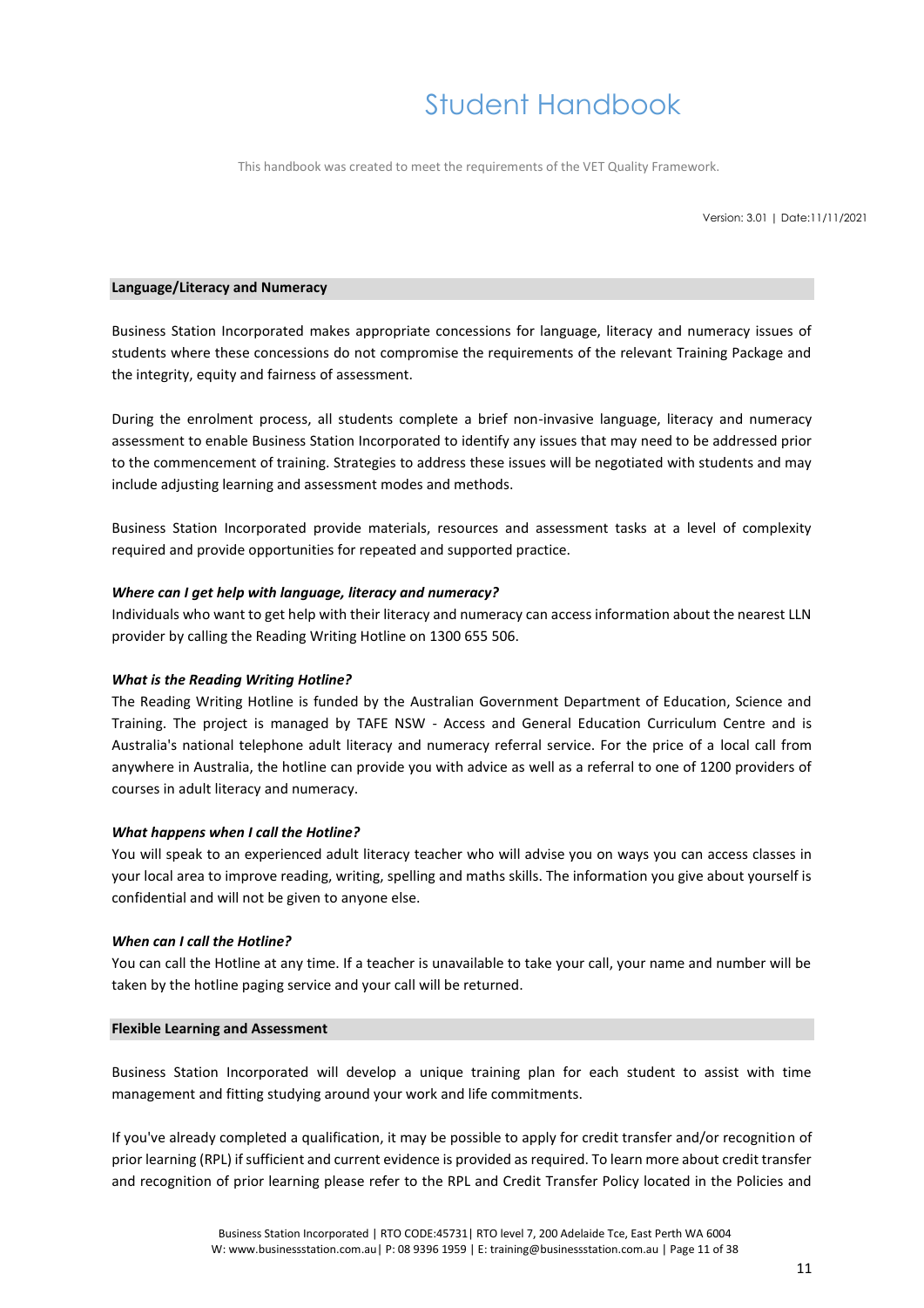## Language/Literacy and Numeracy

Business Station Incorporated makes appropriate concessions for language, literacy and numeracy issues of students where these concessions do not compromise the requirements of the relevant Training Package and the integrity, equity and fairness of assessment.

During the enrolment process, all students complete a brief non-invasive language, literacy and numeracy assessment to enable Business Station Incorporated to identify any issues that may need to be addressed prior to the commencement of training. Strategies to address these issues will be negotiated with students and may include adjusting learning and assessment modes and methods.

Business Station Incorporated provide materials, resources and assessment tasks at a level of complexity required and provide opportunities for repeated and supported practice.

***Where can I get help with language, literacy and numeracy?***

Individuals who want to get help with their literacy and numeracy can access information about the nearest LLN provider by calling the Reading Writing Hotline on 1300 655 506.

***What is the Reading Writing Hotline?***

The Reading Writing Hotline is funded by the Australian Government Department of Education, Science and Training. The project is managed by TAFE NSW - Access and General Education Curriculum Centre and is Australia's national telephone adult literacy and numeracy referral service. For the price of a local call from anywhere in Australia, the hotline can provide you with advice as well as a referral to one of 1200 providers of courses in adult literacy and numeracy.

***What happens when I call the Hotline?***

You will speak to an experienced adult literacy teacher who will advise you on ways you can access classes in your local area to improve reading, writing, spelling and maths skills. The information you give about yourself is confidential and will not be given to anyone else.

***When can I call the Hotline?***

You can call the Hotline at any time. If a teacher is unavailable to take your call, your name and number will be taken by the hotline paging service and your call will be returned.

## Flexible Learning and Assessment

Business Station Incorporated will develop a unique training plan for each student to assist with time management and fitting studying around your work and life commitments.

If you've already completed a qualification, it may be possible to apply for credit transfer and/or recognition of prior learning (RPL) if sufficient and current evidence is provided as required. To learn more about credit transfer and recognition of prior learning please refer to the RPL and Credit Transfer Policy located in the Policies and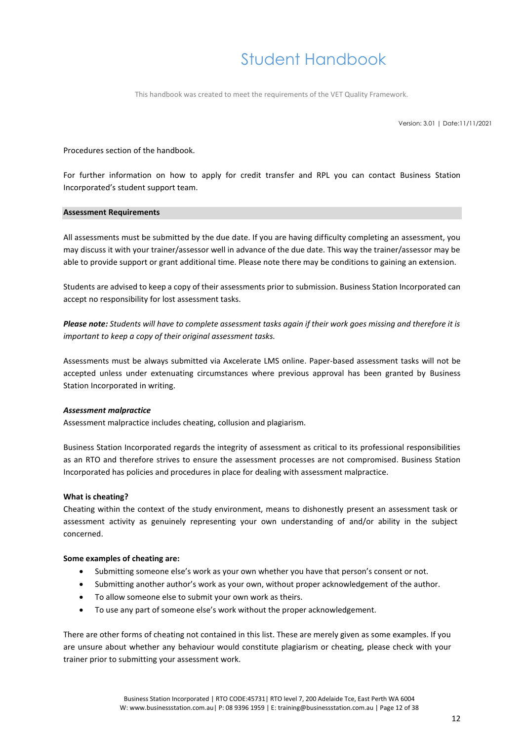Procedures section of the handbook.

For further information on how to apply for credit transfer and RPL you can contact Business Station Incorporated's student support team.

## Assessment Requirements

All assessments must be submitted by the due date. If you are having difficulty completing an assessment, you may discuss it with your trainer/assessor well in advance of the due date. This way the trainer/assessor may be able to provide support or grant additional time. Please note there may be conditions to gaining an extension.

Students are advised to keep a copy of their assessments prior to submission. Business Station Incorporated can accept no responsibility for lost assessment tasks.

***Please note:*** *Students will have to complete assessment tasks again if their work goes missing and therefore it is important to keep a copy of their original assessment tasks.*

Assessments must be always submitted via Axcelerate LMS online. Paper-based assessment tasks will not be accepted unless under extenuating circumstances where previous approval has been granted by Business Station Incorporated in writing.

***Assessment malpractice***

Assessment malpractice includes cheating, collusion and plagiarism.

Business Station Incorporated regards the integrity of assessment as critical to its professional responsibilities as an RTO and therefore strives to ensure the assessment processes are not compromised. Business Station Incorporated has policies and procedures in place for dealing with assessment malpractice.

**What is cheating?**

Cheating within the context of the study environment, means to dishonestly present an assessment task or assessment activity as genuinely representing your own understanding of and/or ability in the subject concerned.

**Some examples of cheating are:**

- Submitting someone else's work as your own whether you have that person's consent or not.
- Submitting another author's work as your own, without proper acknowledgement of the author.
- To allow someone else to submit your own work as theirs.
- To use any part of someone else's work without the proper acknowledgement.

There are other forms of cheating not contained in this list. These are merely given as some examples. If you are unsure about whether any behaviour would constitute plagiarism or cheating, please check with your trainer prior to submitting your assessment work.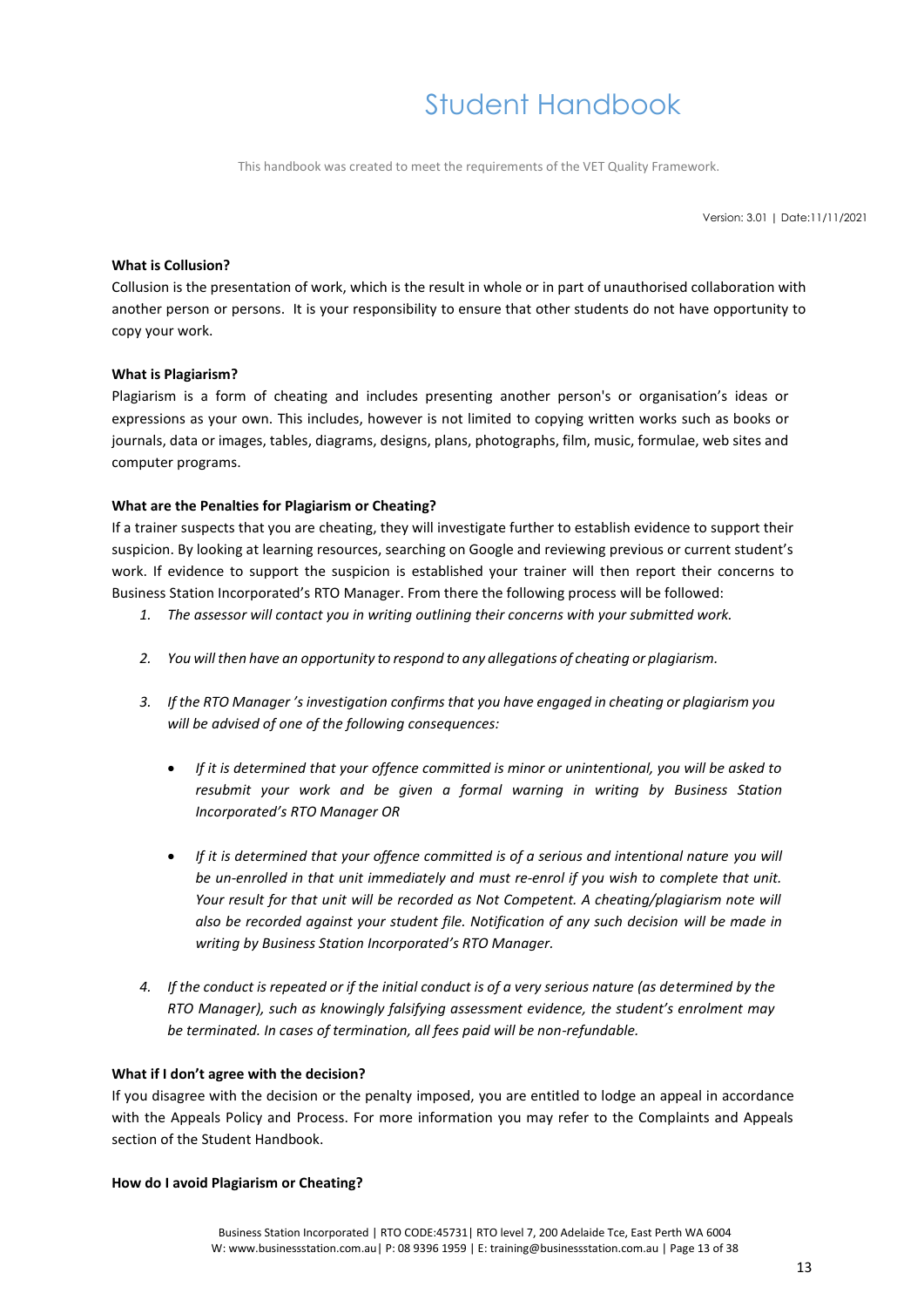**What is Collusion?**

Collusion is the presentation of work, which is the result in whole or in part of unauthorised collaboration with another person or persons. It is your responsibility to ensure that other students do not have opportunity to copy your work.

**What is Plagiarism?**

Plagiarism is a form of cheating and includes presenting another person's or organisation's ideas or expressions as your own. This includes, however is not limited to copying written works such as books or journals, data or images, tables, diagrams, designs, plans, photographs, film, music, formulae, web sites and computer programs.

**What are the Penalties for Plagiarism or Cheating?**

If a trainer suspects that you are cheating, they will investigate further to establish evidence to support their suspicion. By looking at learning resources, searching on Google and reviewing previous or current student's work. If evidence to support the suspicion is established your trainer will then report their concerns to Business Station Incorporated's RTO Manager. From there the following process will be followed:

1. *The assessor will contact you in writing outlining their concerns with your submitted work.*

2. *You will then have an opportunity to respond to any allegations of cheating or plagiarism.*

3. *If the RTO Manager 's investigation confirms that you have engaged in cheating or plagiarism you will be advised of one of the following consequences:*

   - *If it is determined that your offence committed is minor or unintentional, you will be asked to resubmit your work and be given a formal warning in writing by Business Station Incorporated's RTO Manager OR*

   - *If it is determined that your offence committed is of a serious and intentional nature you will be un-enrolled in that unit immediately and must re-enrol if you wish to complete that unit. Your result for that unit will be recorded as Not Competent. A cheating/plagiarism note will also be recorded against your student file. Notification of any such decision will be made in writing by Business Station Incorporated's RTO Manager.*

4. *If the conduct is repeated or if the initial conduct is of a very serious nature (as determined by the RTO Manager), such as knowingly falsifying assessment evidence, the student's enrolment may be terminated. In cases of termination, all fees paid will be non-refundable.*

**What if I don't agree with the decision?**

If you disagree with the decision or the penalty imposed, you are entitled to lodge an appeal in accordance with the Appeals Policy and Process. For more information you may refer to the Complaints and Appeals section of the Student Handbook.

**How do I avoid Plagiarism or Cheating?**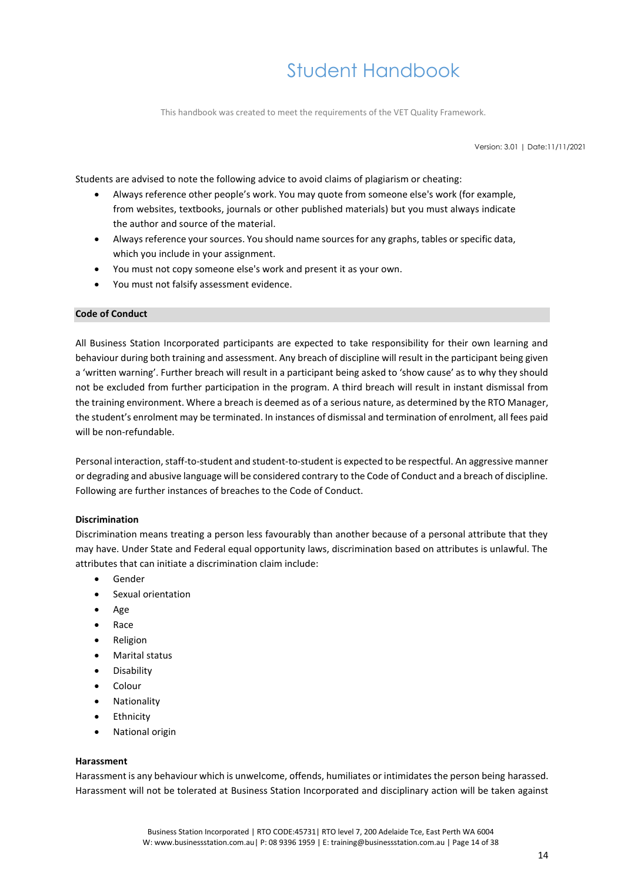Students are advised to note the following advice to avoid claims of plagiarism or cheating:

- Always reference other people's work. You may quote from someone else's work (for example, from websites, textbooks, journals or other published materials) but you must always indicate the author and source of the material.
- Always reference your sources. You should name sources for any graphs, tables or specific data, which you include in your assignment.
- You must not copy someone else's work and present it as your own.
- You must not falsify assessment evidence.

## Code of Conduct

All Business Station Incorporated participants are expected to take responsibility for their own learning and behaviour during both training and assessment. Any breach of discipline will result in the participant being given a 'written warning'. Further breach will result in a participant being asked to 'show cause' as to why they should not be excluded from further participation in the program. A third breach will result in instant dismissal from the training environment. Where a breach is deemed as of a serious nature, as determined by the RTO Manager, the student's enrolment may be terminated. In instances of dismissal and termination of enrolment, all fees paid will be non-refundable.

Personal interaction, staff-to-student and student-to-student is expected to be respectful. An aggressive manner or degrading and abusive language will be considered contrary to the Code of Conduct and a breach of discipline. Following are further instances of breaches to the Code of Conduct.

### Discrimination

Discrimination means treating a person less favourably than another because of a personal attribute that they may have. Under State and Federal equal opportunity laws, discrimination based on attributes is unlawful. The attributes that can initiate a discrimination claim include:

- Gender
- Sexual orientation
- Age
- Race
- Religion
- Marital status
- Disability
- Colour
- Nationality
- Ethnicity
- National origin

### Harassment

Harassment is any behaviour which is unwelcome, offends, humiliates or intimidates the person being harassed. Harassment will not be tolerated at Business Station Incorporated and disciplinary action will be taken against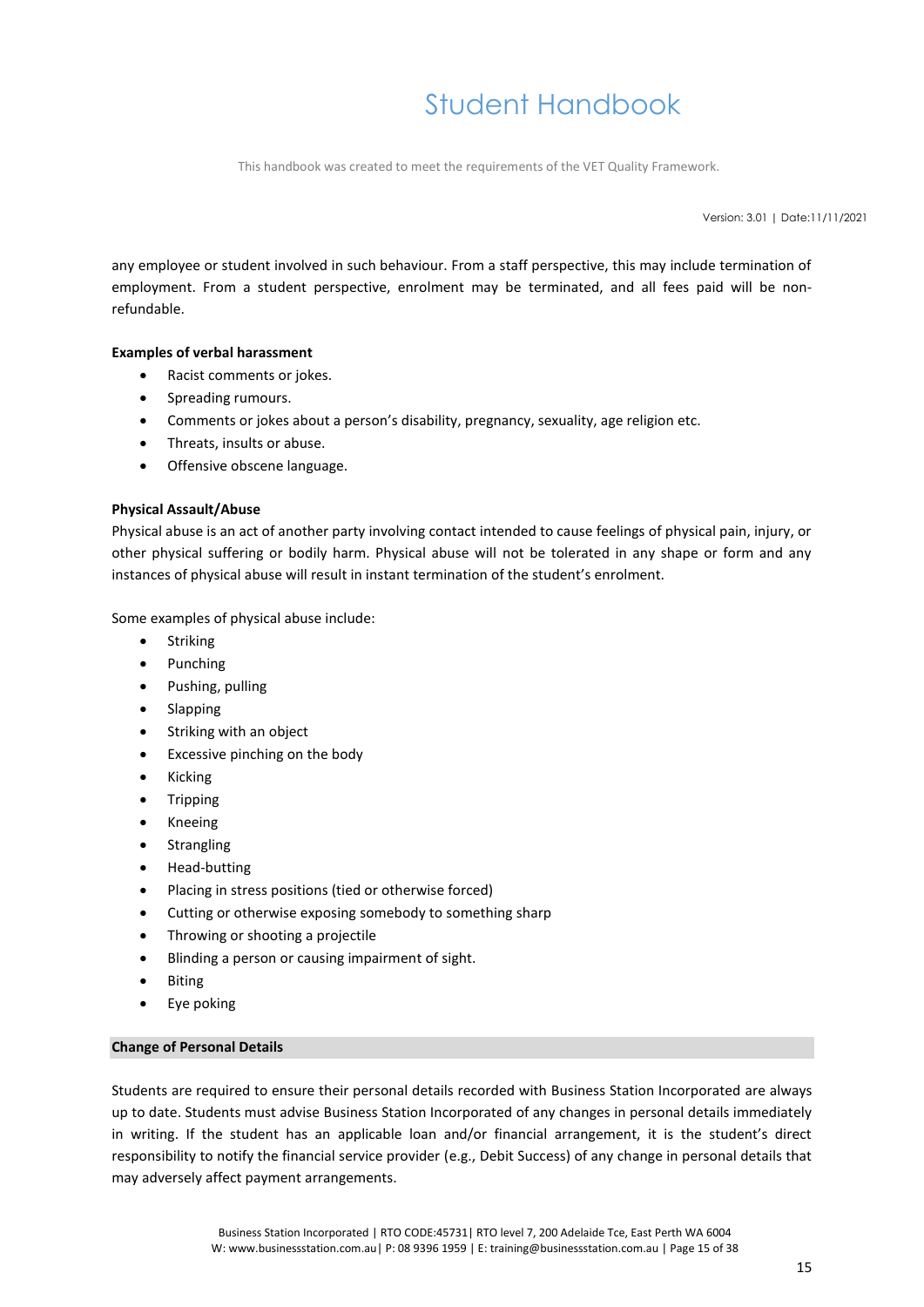any employee or student involved in such behaviour. From a staff perspective, this may include termination of employment. From a student perspective, enrolment may be terminated, and all fees paid will be non-refundable.

**Examples of verbal harassment**

- Racist comments or jokes.
- Spreading rumours.
- Comments or jokes about a person's disability, pregnancy, sexuality, age religion etc.
- Threats, insults or abuse.
- Offensive obscene language.

**Physical Assault/Abuse**

Physical abuse is an act of another party involving contact intended to cause feelings of physical pain, injury, or other physical suffering or bodily harm. Physical abuse will not be tolerated in any shape or form and any instances of physical abuse will result in instant termination of the student's enrolment.

Some examples of physical abuse include:

- Striking
- Punching
- Pushing, pulling
- Slapping
- Striking with an object
- Excessive pinching on the body
- Kicking
- Tripping
- Kneeing
- Strangling
- Head-butting
- Placing in stress positions (tied or otherwise forced)
- Cutting or otherwise exposing somebody to something sharp
- Throwing or shooting a projectile
- Blinding a person or causing impairment of sight.
- Biting
- Eye poking

### Change of Personal Details

Students are required to ensure their personal details recorded with Business Station Incorporated are always up to date. Students must advise Business Station Incorporated of any changes in personal details immediately in writing. If the student has an applicable loan and/or financial arrangement, it is the student's direct responsibility to notify the financial service provider (e.g., Debit Success) of any change in personal details that may adversely affect payment arrangements.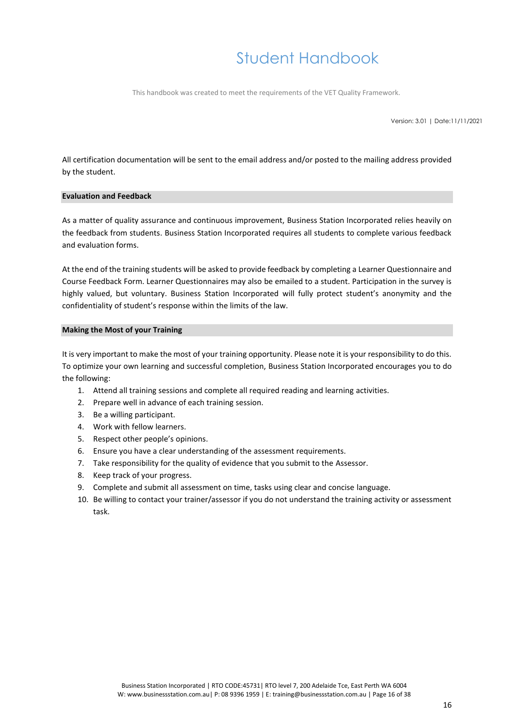All certification documentation will be sent to the email address and/or posted to the mailing address provided by the student.

## Evaluation and Feedback

As a matter of quality assurance and continuous improvement, Business Station Incorporated relies heavily on the feedback from students. Business Station Incorporated requires all students to complete various feedback and evaluation forms.

At the end of the training students will be asked to provide feedback by completing a Learner Questionnaire and Course Feedback Form. Learner Questionnaires may also be emailed to a student. Participation in the survey is highly valued, but voluntary. Business Station Incorporated will fully protect student's anonymity and the confidentiality of student's response within the limits of the law.

## Making the Most of your Training

It is very important to make the most of your training opportunity. Please note it is your responsibility to do this. To optimize your own learning and successful completion, Business Station Incorporated encourages you to do the following:

1. Attend all training sessions and complete all required reading and learning activities.
2. Prepare well in advance of each training session.
3. Be a willing participant.
4. Work with fellow learners.
5. Respect other people's opinions.
6. Ensure you have a clear understanding of the assessment requirements.
7. Take responsibility for the quality of evidence that you submit to the Assessor.
8. Keep track of your progress.
9. Complete and submit all assessment on time, tasks using clear and concise language.
10. Be willing to contact your trainer/assessor if you do not understand the training activity or assessment task.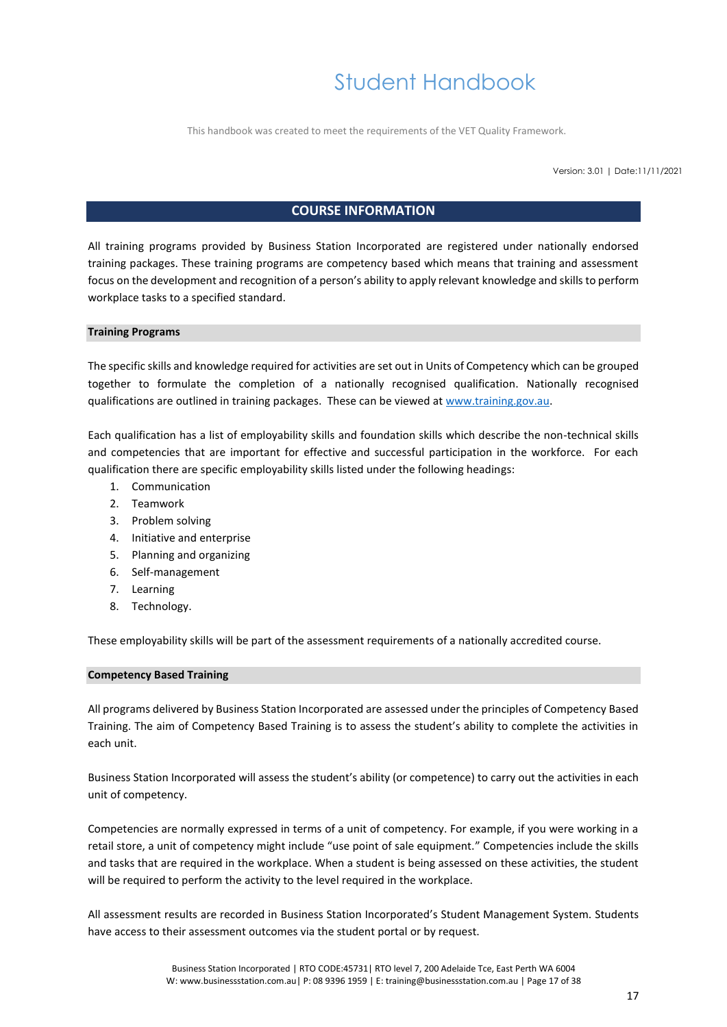# Student Handbook

This handbook was created to meet the requirements of the VET Quality Framework.

Version: 3.01 | Date:11/11/2021

## COURSE INFORMATION

All training programs provided by Business Station Incorporated are registered under nationally endorsed training packages. These training programs are competency based which means that training and assessment focus on the development and recognition of a person's ability to apply relevant knowledge and skills to perform workplace tasks to a specified standard.

### Training Programs

The specific skills and knowledge required for activities are set out in Units of Competency which can be grouped together to formulate the completion of a nationally recognised qualification. Nationally recognised qualifications are outlined in training packages. These can be viewed at www.training.gov.au.

Each qualification has a list of employability skills and foundation skills which describe the non-technical skills and competencies that are important for effective and successful participation in the workforce. For each qualification there are specific employability skills listed under the following headings:

1. Communication
2. Teamwork
3. Problem solving
4. Initiative and enterprise
5. Planning and organizing
6. Self-management
7. Learning
8. Technology.

These employability skills will be part of the assessment requirements of a nationally accredited course.

### Competency Based Training

All programs delivered by Business Station Incorporated are assessed under the principles of Competency Based Training. The aim of Competency Based Training is to assess the student's ability to complete the activities in each unit.

Business Station Incorporated will assess the student's ability (or competence) to carry out the activities in each unit of competency.

Competencies are normally expressed in terms of a unit of competency. For example, if you were working in a retail store, a unit of competency might include "use point of sale equipment." Competencies include the skills and tasks that are required in the workplace. When a student is being assessed on these activities, the student will be required to perform the activity to the level required in the workplace.

All assessment results are recorded in Business Station Incorporated's Student Management System. Students have access to their assessment outcomes via the student portal or by request.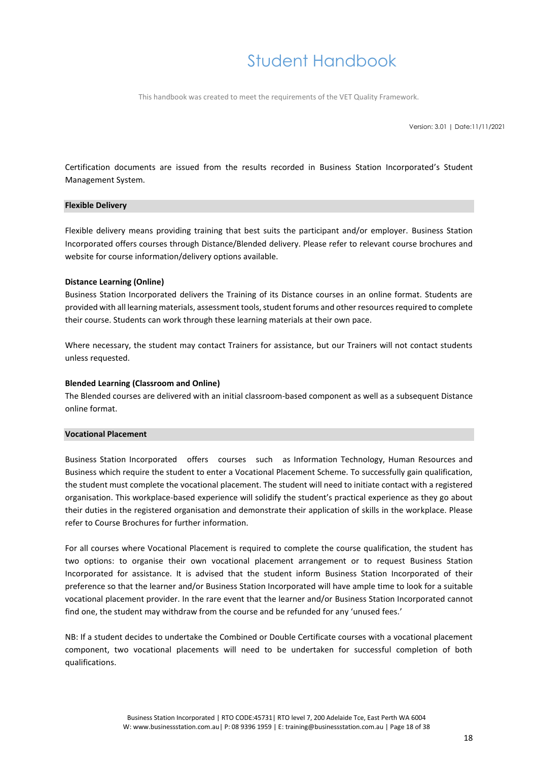Certification documents are issued from the results recorded in Business Station Incorporated's Student Management System.

## Flexible Delivery

Flexible delivery means providing training that best suits the participant and/or employer. Business Station Incorporated offers courses through Distance/Blended delivery. Please refer to relevant course brochures and website for course information/delivery options available.

**Distance Learning (Online)**

Business Station Incorporated delivers the Training of its Distance courses in an online format. Students are provided with all learning materials, assessment tools, student forums and other resources required to complete their course. Students can work through these learning materials at their own pace.

Where necessary, the student may contact Trainers for assistance, but our Trainers will not contact students unless requested.

**Blended Learning (Classroom and Online)**

The Blended courses are delivered with an initial classroom-based component as well as a subsequent Distance online format.

## Vocational Placement

Business Station Incorporated offers courses such as Information Technology, Human Resources and Business which require the student to enter a Vocational Placement Scheme. To successfully gain qualification, the student must complete the vocational placement. The student will need to initiate contact with a registered organisation. This workplace-based experience will solidify the student's practical experience as they go about their duties in the registered organisation and demonstrate their application of skills in the workplace. Please refer to Course Brochures for further information.

For all courses where Vocational Placement is required to complete the course qualification, the student has two options: to organise their own vocational placement arrangement or to request Business Station Incorporated for assistance. It is advised that the student inform Business Station Incorporated of their preference so that the learner and/or Business Station Incorporated will have ample time to look for a suitable vocational placement provider. In the rare event that the learner and/or Business Station Incorporated cannot find one, the student may withdraw from the course and be refunded for any 'unused fees.'

NB: If a student decides to undertake the Combined or Double Certificate courses with a vocational placement component, two vocational placements will need to be undertaken for successful completion of both qualifications.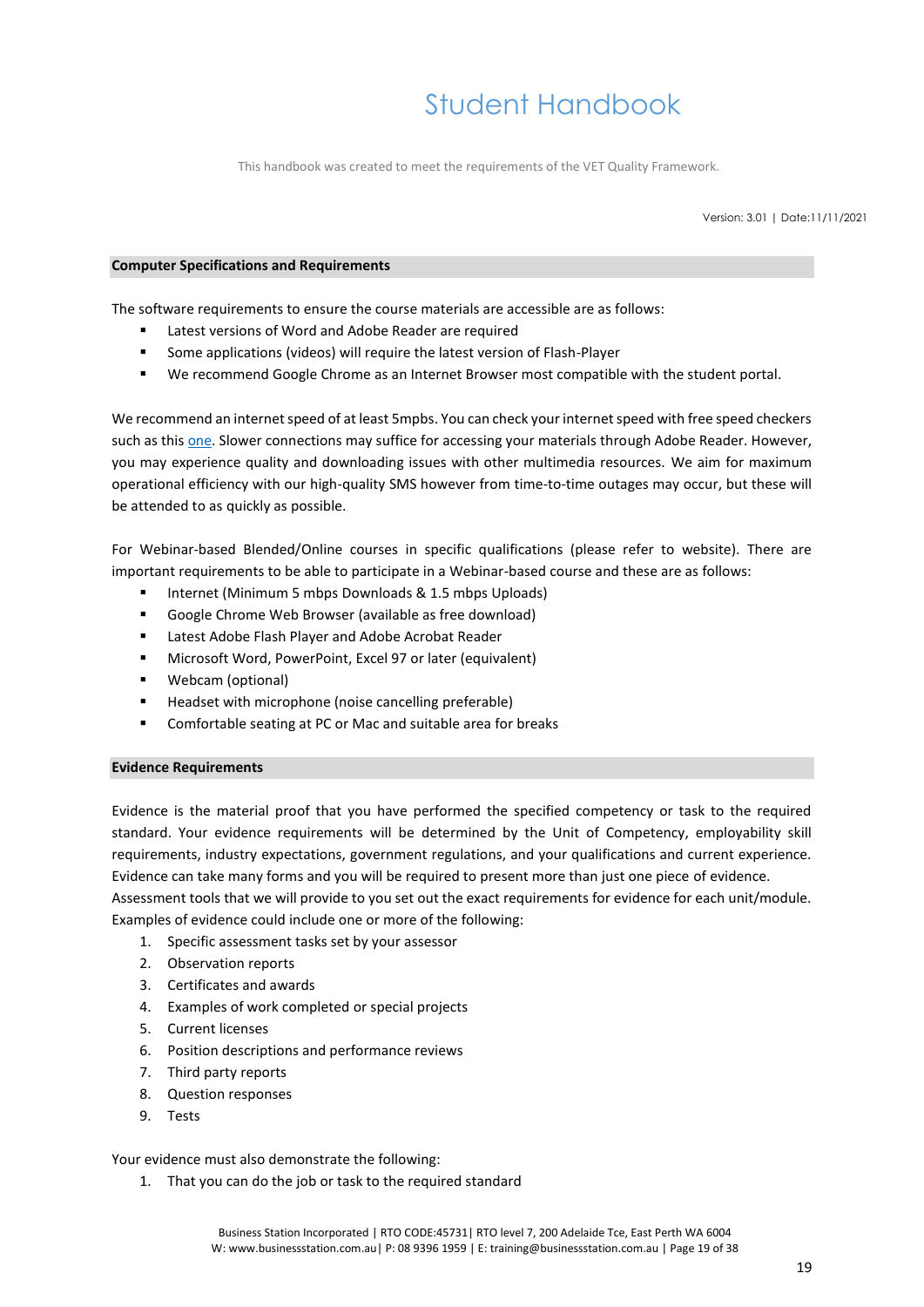## Computer Specifications and Requirements

The software requirements to ensure the course materials are accessible are as follows:

- Latest versions of Word and Adobe Reader are required
- Some applications (videos) will require the latest version of Flash-Player
- We recommend Google Chrome as an Internet Browser most compatible with the student portal.

We recommend an internet speed of at least 5mpbs. You can check your internet speed with free speed checkers such as this one. Slower connections may suffice for accessing your materials through Adobe Reader. However, you may experience quality and downloading issues with other multimedia resources. We aim for maximum operational efficiency with our high-quality SMS however from time-to-time outages may occur, but these will be attended to as quickly as possible.

For Webinar-based Blended/Online courses in specific qualifications (please refer to website). There are important requirements to be able to participate in a Webinar-based course and these are as follows:

- Internet (Minimum 5 mbps Downloads & 1.5 mbps Uploads)
- Google Chrome Web Browser (available as free download)
- Latest Adobe Flash Player and Adobe Acrobat Reader
- Microsoft Word, PowerPoint, Excel 97 or later (equivalent)
- Webcam (optional)
- Headset with microphone (noise cancelling preferable)
- Comfortable seating at PC or Mac and suitable area for breaks

## Evidence Requirements

Evidence is the material proof that you have performed the specified competency or task to the required standard. Your evidence requirements will be determined by the Unit of Competency, employability skill requirements, industry expectations, government regulations, and your qualifications and current experience. Evidence can take many forms and you will be required to present more than just one piece of evidence.
Assessment tools that we will provide to you set out the exact requirements for evidence for each unit/module. Examples of evidence could include one or more of the following:

1. Specific assessment tasks set by your assessor
2. Observation reports
3. Certificates and awards
4. Examples of work completed or special projects
5. Current licenses
6. Position descriptions and performance reviews
7. Third party reports
8. Question responses
9. Tests

Your evidence must also demonstrate the following:

1. That you can do the job or task to the required standard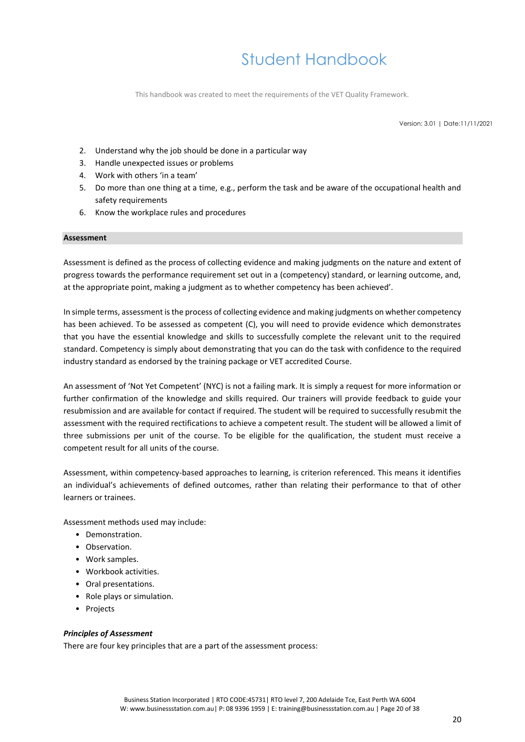2. Understand why the job should be done in a particular way
3. Handle unexpected issues or problems
4. Work with others 'in a team'
5. Do more than one thing at a time, e.g., perform the task and be aware of the occupational health and safety requirements
6. Know the workplace rules and procedures

## Assessment

Assessment is defined as the process of collecting evidence and making judgments on the nature and extent of progress towards the performance requirement set out in a (competency) standard, or learning outcome, and, at the appropriate point, making a judgment as to whether competency has been achieved'.

In simple terms, assessment is the process of collecting evidence and making judgments on whether competency has been achieved. To be assessed as competent (C), you will need to provide evidence which demonstrates that you have the essential knowledge and skills to successfully complete the relevant unit to the required standard. Competency is simply about demonstrating that you can do the task with confidence to the required industry standard as endorsed by the training package or VET accredited Course.

An assessment of 'Not Yet Competent' (NYC) is not a failing mark. It is simply a request for more information or further confirmation of the knowledge and skills required. Our trainers will provide feedback to guide your resubmission and are available for contact if required. The student will be required to successfully resubmit the assessment with the required rectifications to achieve a competent result. The student will be allowed a limit of three submissions per unit of the course. To be eligible for the qualification, the student must receive a competent result for all units of the course.

Assessment, within competency-based approaches to learning, is criterion referenced. This means it identifies an individual's achievements of defined outcomes, rather than relating their performance to that of other learners or trainees.

Assessment methods used may include:

- Demonstration.
- Observation.
- Work samples.
- Workbook activities.
- Oral presentations.
- Role plays or simulation.
- Projects

***Principles of Assessment***

There are four key principles that are a part of the assessment process: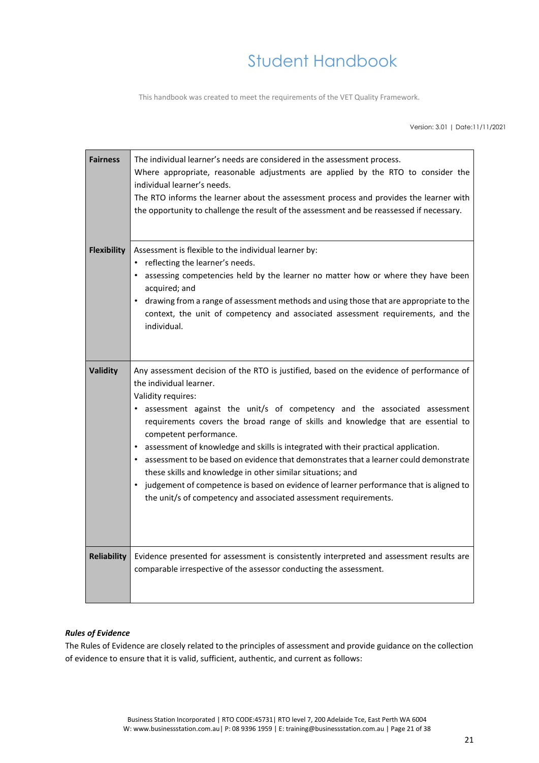| | |
|---|---|
| **Fairness** | The individual learner's needs are considered in the assessment process.<br>Where appropriate, reasonable adjustments are applied by the RTO to consider the individual learner's needs.<br>The RTO informs the learner about the assessment process and provides the learner with the opportunity to challenge the result of the assessment and be reassessed if necessary. |
| **Flexibility** | Assessment is flexible to the individual learner by:<br>• reflecting the learner's needs.<br>• assessing competencies held by the learner no matter how or where they have been acquired; and<br>• drawing from a range of assessment methods and using those that are appropriate to the context, the unit of competency and associated assessment requirements, and the individual. |
| **Validity** | Any assessment decision of the RTO is justified, based on the evidence of performance of the individual learner.<br>Validity requires:<br>• assessment against the unit/s of competency and the associated assessment requirements covers the broad range of skills and knowledge that are essential to competent performance.<br>• assessment of knowledge and skills is integrated with their practical application.<br>• assessment to be based on evidence that demonstrates that a learner could demonstrate these skills and knowledge in other similar situations; and<br>• judgement of competence is based on evidence of learner performance that is aligned to the unit/s of competency and associated assessment requirements. |
| **Reliability** | Evidence presented for assessment is consistently interpreted and assessment results are comparable irrespective of the assessor conducting the assessment. |

***Rules of Evidence***

The Rules of Evidence are closely related to the principles of assessment and provide guidance on the collection of evidence to ensure that it is valid, sufficient, authentic, and current as follows: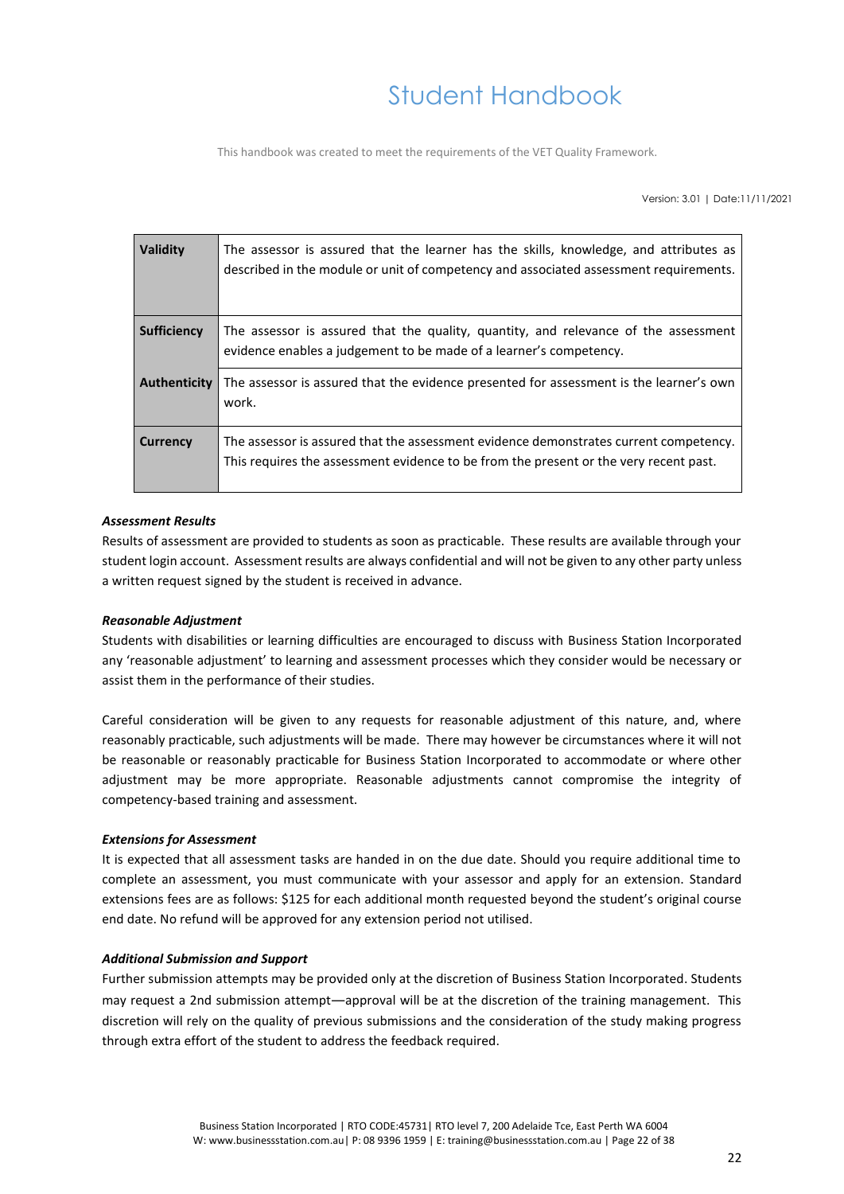| Validity | The assessor is assured that the learner has the skills, knowledge, and attributes as described in the module or unit of competency and associated assessment requirements. |
| --- | --- |
| **Sufficiency** | The assessor is assured that the quality, quantity, and relevance of the assessment evidence enables a judgement to be made of a learner's competency. |
| **Authenticity** | The assessor is assured that the evidence presented for assessment is the learner's own work. |
| **Currency** | The assessor is assured that the assessment evidence demonstrates current competency. This requires the assessment evidence to be from the present or the very recent past. |

***Assessment Results***

Results of assessment are provided to students as soon as practicable. These results are available through your student login account. Assessment results are always confidential and will not be given to any other party unless a written request signed by the student is received in advance.

***Reasonable Adjustment***

Students with disabilities or learning difficulties are encouraged to discuss with Business Station Incorporated any 'reasonable adjustment' to learning and assessment processes which they consider would be necessary or assist them in the performance of their studies.

Careful consideration will be given to any requests for reasonable adjustment of this nature, and, where reasonably practicable, such adjustments will be made. There may however be circumstances where it will not be reasonable or reasonably practicable for Business Station Incorporated to accommodate or where other adjustment may be more appropriate. Reasonable adjustments cannot compromise the integrity of competency-based training and assessment.

***Extensions for Assessment***

It is expected that all assessment tasks are handed in on the due date. Should you require additional time to complete an assessment, you must communicate with your assessor and apply for an extension. Standard extensions fees are as follows: $125 for each additional month requested beyond the student's original course end date. No refund will be approved for any extension period not utilised.

***Additional Submission and Support***

Further submission attempts may be provided only at the discretion of Business Station Incorporated. Students may request a 2nd submission attempt—approval will be at the discretion of the training management. This discretion will rely on the quality of previous submissions and the consideration of the study making progress through extra effort of the student to address the feedback required.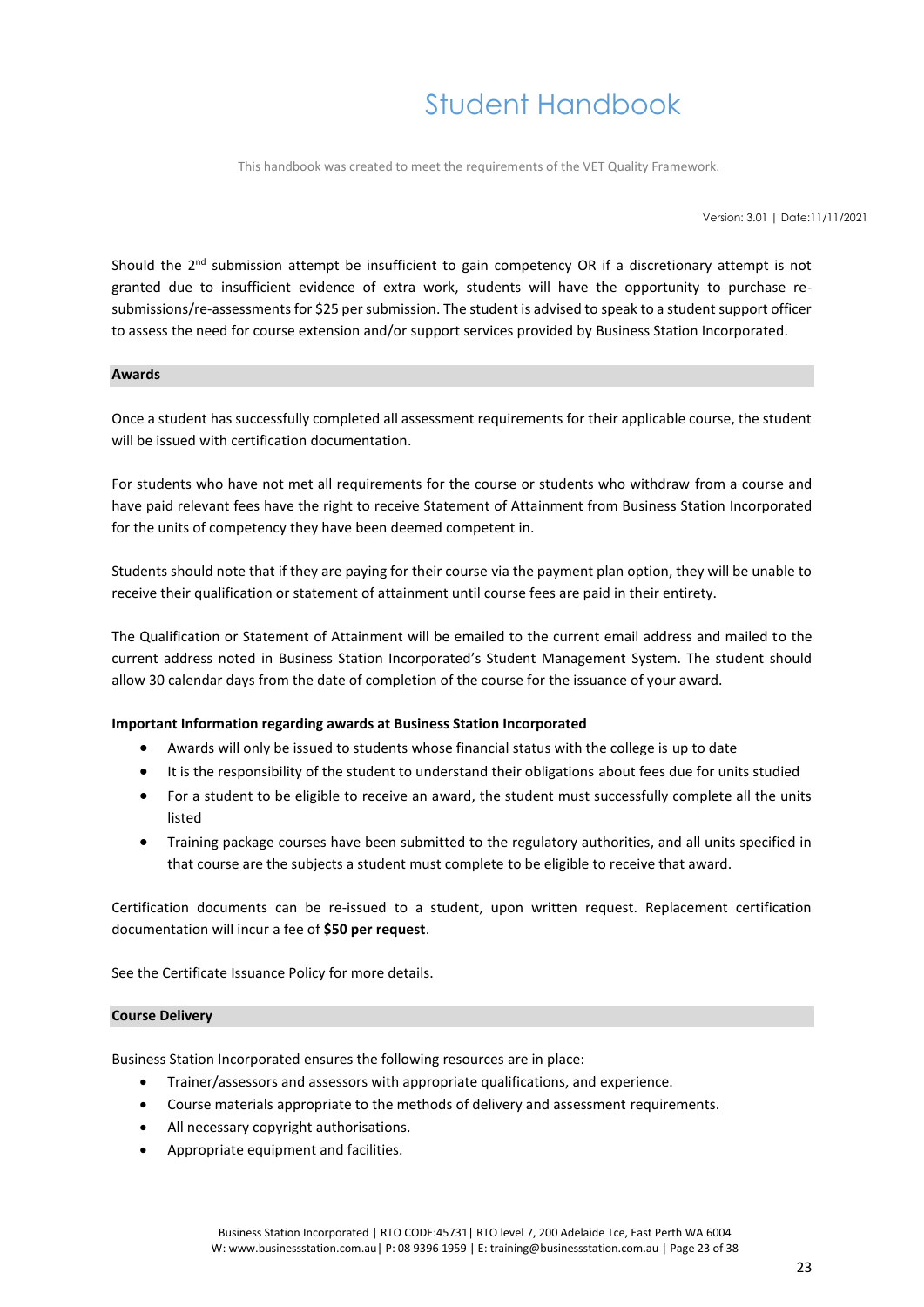Should the 2nd submission attempt be insufficient to gain competency OR if a discretionary attempt is not granted due to insufficient evidence of extra work, students will have the opportunity to purchase re-submissions/re-assessments for $25 per submission. The student is advised to speak to a student support officer to assess the need for course extension and/or support services provided by Business Station Incorporated.

## Awards

Once a student has successfully completed all assessment requirements for their applicable course, the student will be issued with certification documentation.

For students who have not met all requirements for the course or students who withdraw from a course and have paid relevant fees have the right to receive Statement of Attainment from Business Station Incorporated for the units of competency they have been deemed competent in.

Students should note that if they are paying for their course via the payment plan option, they will be unable to receive their qualification or statement of attainment until course fees are paid in their entirety.

The Qualification or Statement of Attainment will be emailed to the current email address and mailed to the current address noted in Business Station Incorporated's Student Management System. The student should allow 30 calendar days from the date of completion of the course for the issuance of your award.

**Important Information regarding awards at Business Station Incorporated**

- Awards will only be issued to students whose financial status with the college is up to date
- It is the responsibility of the student to understand their obligations about fees due for units studied
- For a student to be eligible to receive an award, the student must successfully complete all the units listed
- Training package courses have been submitted to the regulatory authorities, and all units specified in that course are the subjects a student must complete to be eligible to receive that award.

Certification documents can be re-issued to a student, upon written request. Replacement certification documentation will incur a fee of **$50 per request**.

See the Certificate Issuance Policy for more details.

## Course Delivery

Business Station Incorporated ensures the following resources are in place:

- Trainer/assessors and assessors with appropriate qualifications, and experience.
- Course materials appropriate to the methods of delivery and assessment requirements.
- All necessary copyright authorisations.
- Appropriate equipment and facilities.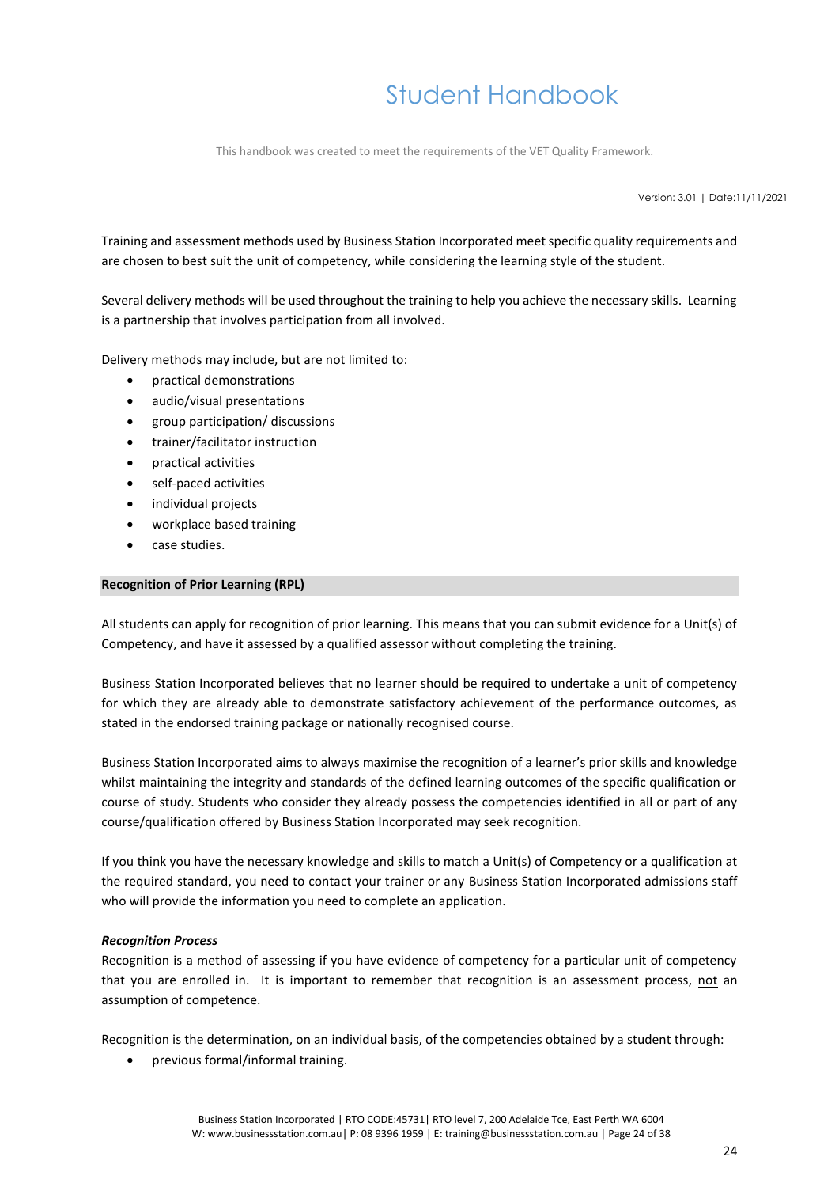Training and assessment methods used by Business Station Incorporated meet specific quality requirements and are chosen to best suit the unit of competency, while considering the learning style of the student.

Several delivery methods will be used throughout the training to help you achieve the necessary skills. Learning is a partnership that involves participation from all involved.

Delivery methods may include, but are not limited to:

- practical demonstrations
- audio/visual presentations
- group participation/ discussions
- trainer/facilitator instruction
- practical activities
- self-paced activities
- individual projects
- workplace based training
- case studies.

## Recognition of Prior Learning (RPL)

All students can apply for recognition of prior learning. This means that you can submit evidence for a Unit(s) of Competency, and have it assessed by a qualified assessor without completing the training.

Business Station Incorporated believes that no learner should be required to undertake a unit of competency for which they are already able to demonstrate satisfactory achievement of the performance outcomes, as stated in the endorsed training package or nationally recognised course.

Business Station Incorporated aims to always maximise the recognition of a learner's prior skills and knowledge whilst maintaining the integrity and standards of the defined learning outcomes of the specific qualification or course of study. Students who consider they already possess the competencies identified in all or part of any course/qualification offered by Business Station Incorporated may seek recognition.

If you think you have the necessary knowledge and skills to match a Unit(s) of Competency or a qualification at the required standard, you need to contact your trainer or any Business Station Incorporated admissions staff who will provide the information you need to complete an application.

### *Recognition Process*

Recognition is a method of assessing if you have evidence of competency for a particular unit of competency that you are enrolled in. It is important to remember that recognition is an assessment process, not an assumption of competence.

Recognition is the determination, on an individual basis, of the competencies obtained by a student through:

- previous formal/informal training.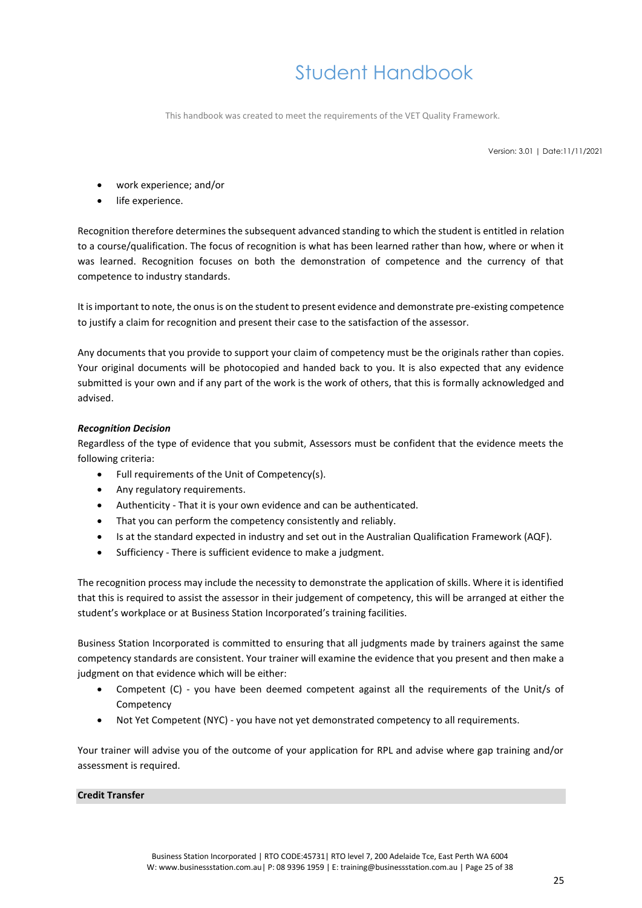- work experience; and/or
- life experience.

Recognition therefore determines the subsequent advanced standing to which the student is entitled in relation to a course/qualification. The focus of recognition is what has been learned rather than how, where or when it was learned. Recognition focuses on both the demonstration of competence and the currency of that competence to industry standards.

It is important to note, the onus is on the student to present evidence and demonstrate pre-existing competence to justify a claim for recognition and present their case to the satisfaction of the assessor.

Any documents that you provide to support your claim of competency must be the originals rather than copies. Your original documents will be photocopied and handed back to you. It is also expected that any evidence submitted is your own and if any part of the work is the work of others, that this is formally acknowledged and advised.

***Recognition Decision***

Regardless of the type of evidence that you submit, Assessors must be confident that the evidence meets the following criteria:

- Full requirements of the Unit of Competency(s).
- Any regulatory requirements.
- Authenticity - That it is your own evidence and can be authenticated.
- That you can perform the competency consistently and reliably.
- Is at the standard expected in industry and set out in the Australian Qualification Framework (AQF).
- Sufficiency - There is sufficient evidence to make a judgment.

The recognition process may include the necessity to demonstrate the application of skills. Where it is identified that this is required to assist the assessor in their judgement of competency, this will be arranged at either the student's workplace or at Business Station Incorporated's training facilities.

Business Station Incorporated is committed to ensuring that all judgments made by trainers against the same competency standards are consistent. Your trainer will examine the evidence that you present and then make a judgment on that evidence which will be either:

- Competent (C) - you have been deemed competent against all the requirements of the Unit/s of Competency
- Not Yet Competent (NYC) - you have not yet demonstrated competency to all requirements.

Your trainer will advise you of the outcome of your application for RPL and advise where gap training and/or assessment is required.

**Credit Transfer**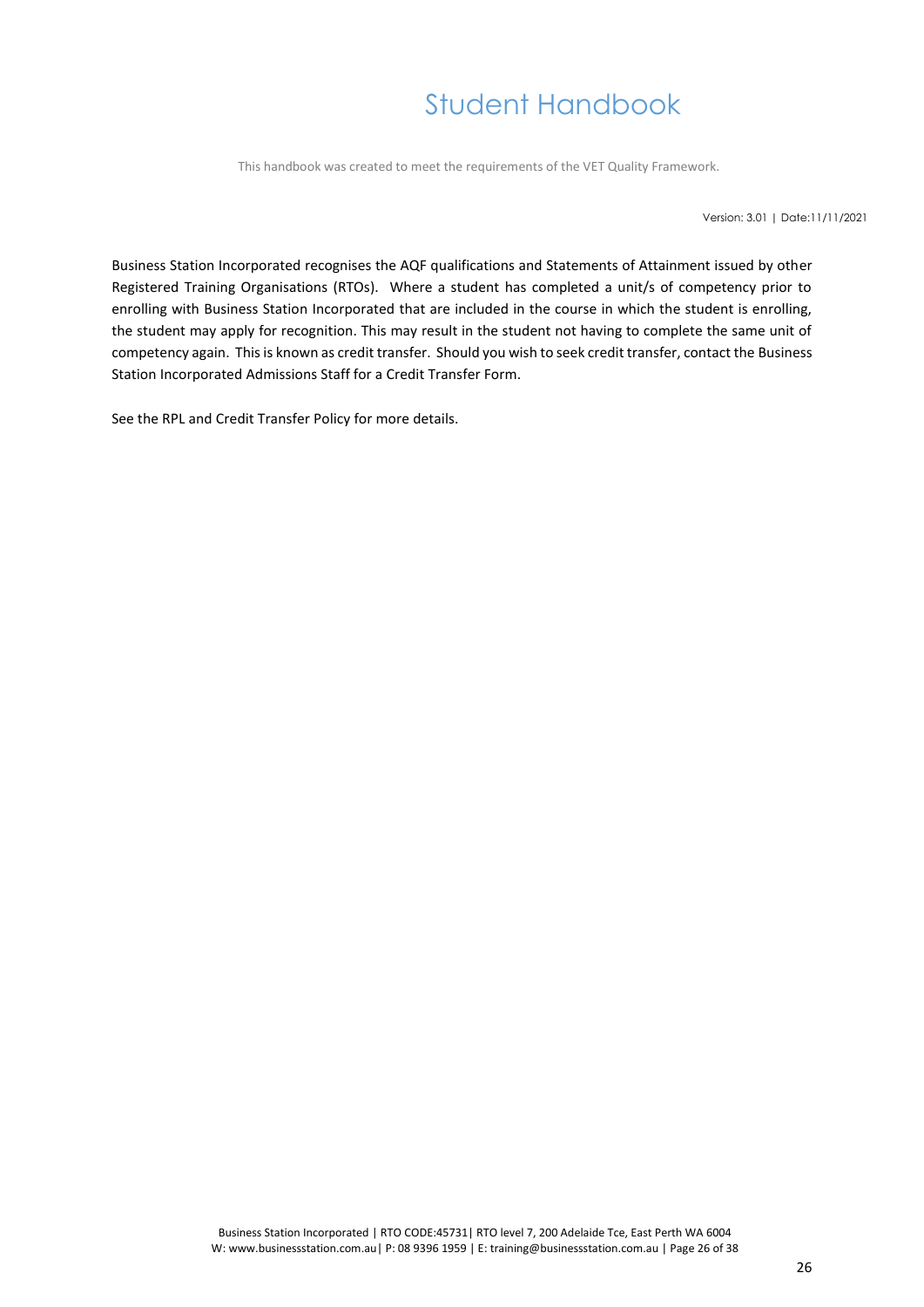Business Station Incorporated recognises the AQF qualifications and Statements of Attainment issued by other Registered Training Organisations (RTOs). Where a student has completed a unit/s of competency prior to enrolling with Business Station Incorporated that are included in the course in which the student is enrolling, the student may apply for recognition. This may result in the student not having to complete the same unit of competency again. This is known as credit transfer. Should you wish to seek credit transfer, contact the Business Station Incorporated Admissions Staff for a Credit Transfer Form.

See the RPL and Credit Transfer Policy for more details.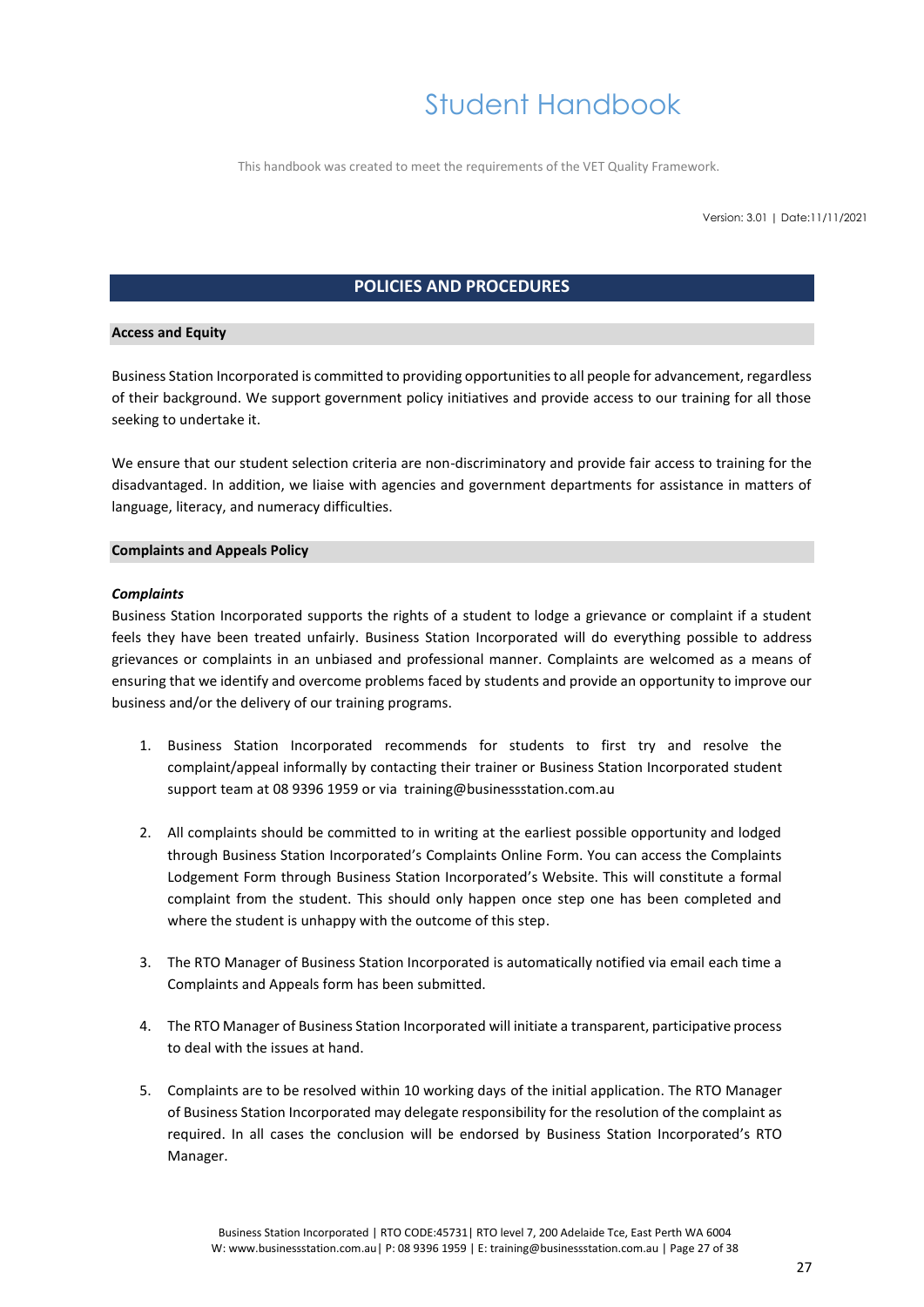## POLICIES AND PROCEDURES

### Access and Equity

Business Station Incorporated is committed to providing opportunities to all people for advancement, regardless of their background. We support government policy initiatives and provide access to our training for all those seeking to undertake it.

We ensure that our student selection criteria are non-discriminatory and provide fair access to training for the disadvantaged. In addition, we liaise with agencies and government departments for assistance in matters of language, literacy, and numeracy difficulties.

### Complaints and Appeals Policy

***Complaints***

Business Station Incorporated supports the rights of a student to lodge a grievance or complaint if a student feels they have been treated unfairly. Business Station Incorporated will do everything possible to address grievances or complaints in an unbiased and professional manner. Complaints are welcomed as a means of ensuring that we identify and overcome problems faced by students and provide an opportunity to improve our business and/or the delivery of our training programs.

1. Business Station Incorporated recommends for students to first try and resolve the complaint/appeal informally by contacting their trainer or Business Station Incorporated student support team at 08 9396 1959 or via training@businessstation.com.au

2. All complaints should be committed to in writing at the earliest possible opportunity and lodged through Business Station Incorporated's Complaints Online Form. You can access the Complaints Lodgement Form through Business Station Incorporated's Website. This will constitute a formal complaint from the student. This should only happen once step one has been completed and where the student is unhappy with the outcome of this step.

3. The RTO Manager of Business Station Incorporated is automatically notified via email each time a Complaints and Appeals form has been submitted.

4. The RTO Manager of Business Station Incorporated will initiate a transparent, participative process to deal with the issues at hand.

5. Complaints are to be resolved within 10 working days of the initial application. The RTO Manager of Business Station Incorporated may delegate responsibility for the resolution of the complaint as required. In all cases the conclusion will be endorsed by Business Station Incorporated's RTO Manager.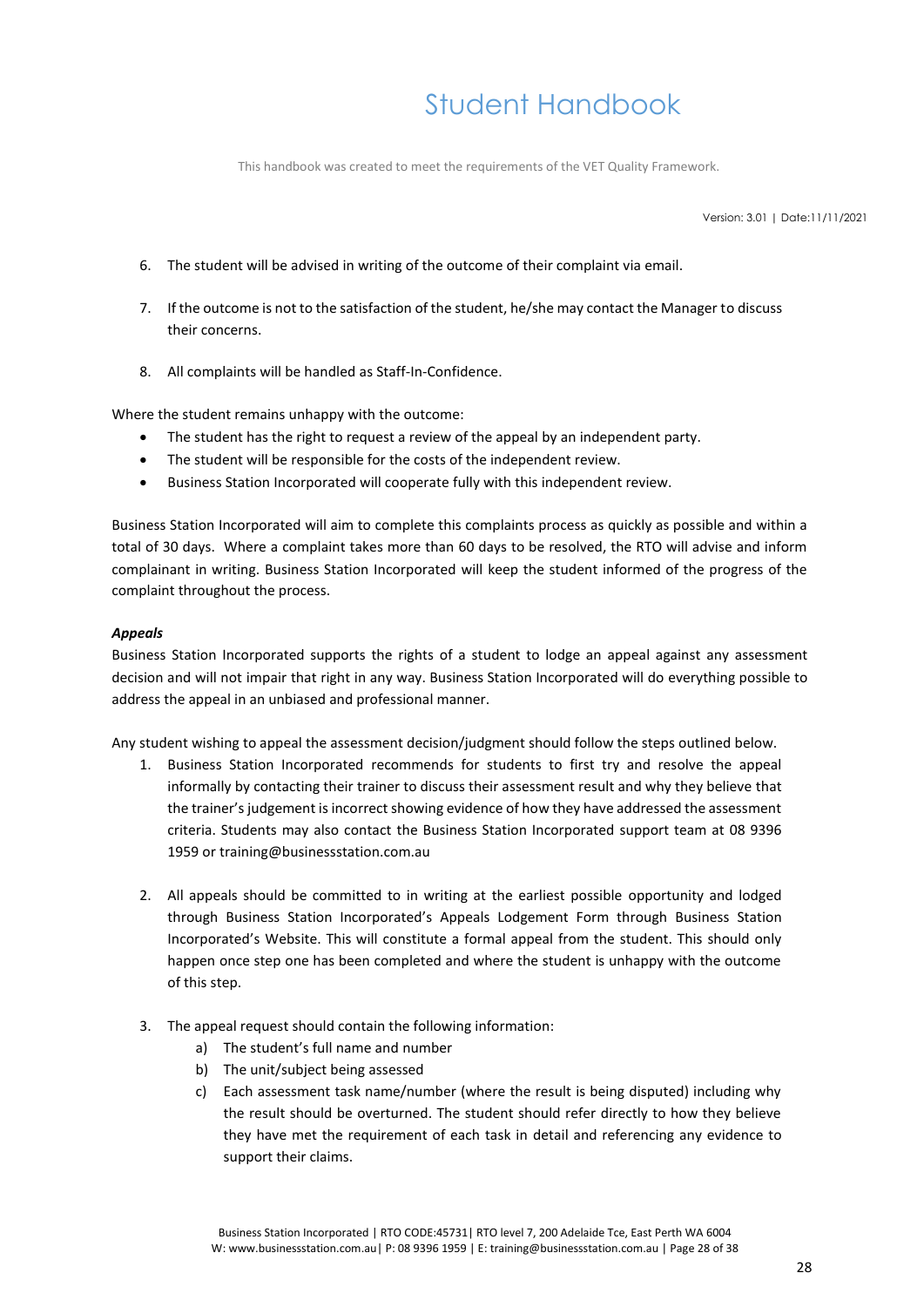6. The student will be advised in writing of the outcome of their complaint via email.

7. If the outcome is not to the satisfaction of the student, he/she may contact the Manager to discuss their concerns.

8. All complaints will be handled as Staff-In-Confidence.

Where the student remains unhappy with the outcome:

- The student has the right to request a review of the appeal by an independent party.
- The student will be responsible for the costs of the independent review.
- Business Station Incorporated will cooperate fully with this independent review.

Business Station Incorporated will aim to complete this complaints process as quickly as possible and within a total of 30 days. Where a complaint takes more than 60 days to be resolved, the RTO will advise and inform complainant in writing. Business Station Incorporated will keep the student informed of the progress of the complaint throughout the process.

***Appeals***

Business Station Incorporated supports the rights of a student to lodge an appeal against any assessment decision and will not impair that right in any way. Business Station Incorporated will do everything possible to address the appeal in an unbiased and professional manner.

Any student wishing to appeal the assessment decision/judgment should follow the steps outlined below.

1. Business Station Incorporated recommends for students to first try and resolve the appeal informally by contacting their trainer to discuss their assessment result and why they believe that the trainer's judgement is incorrect showing evidence of how they have addressed the assessment criteria. Students may also contact the Business Station Incorporated support team at 08 9396 1959 or training@businessstation.com.au

2. All appeals should be committed to in writing at the earliest possible opportunity and lodged through Business Station Incorporated's Appeals Lodgement Form through Business Station Incorporated's Website. This will constitute a formal appeal from the student. This should only happen once step one has been completed and where the student is unhappy with the outcome of this step.

3. The appeal request should contain the following information:
   a) The student's full name and number
   b) The unit/subject being assessed
   c) Each assessment task name/number (where the result is being disputed) including why the result should be overturned. The student should refer directly to how they believe they have met the requirement of each task in detail and referencing any evidence to support their claims.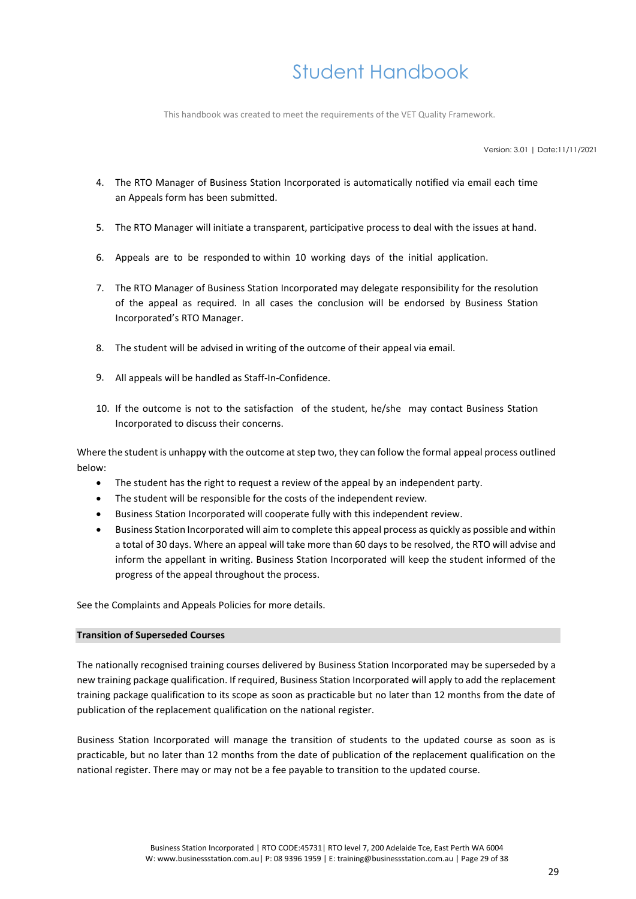4. The RTO Manager of Business Station Incorporated is automatically notified via email each time an Appeals form has been submitted.

5. The RTO Manager will initiate a transparent, participative process to deal with the issues at hand.

6. Appeals are to be responded to within 10 working days of the initial application.

7. The RTO Manager of Business Station Incorporated may delegate responsibility for the resolution of the appeal as required. In all cases the conclusion will be endorsed by Business Station Incorporated's RTO Manager.

8. The student will be advised in writing of the outcome of their appeal via email.

9. All appeals will be handled as Staff-In-Confidence.

10. If the outcome is not to the satisfaction of the student, he/she may contact Business Station Incorporated to discuss their concerns.

Where the student is unhappy with the outcome at step two, they can follow the formal appeal process outlined below:

- The student has the right to request a review of the appeal by an independent party.
- The student will be responsible for the costs of the independent review.
- Business Station Incorporated will cooperate fully with this independent review.
- Business Station Incorporated will aim to complete this appeal process as quickly as possible and within a total of 30 days. Where an appeal will take more than 60 days to be resolved, the RTO will advise and inform the appellant in writing. Business Station Incorporated will keep the student informed of the progress of the appeal throughout the process.

See the Complaints and Appeals Policies for more details.

**Transition of Superseded Courses**

The nationally recognised training courses delivered by Business Station Incorporated may be superseded by a new training package qualification. If required, Business Station Incorporated will apply to add the replacement training package qualification to its scope as soon as practicable but no later than 12 months from the date of publication of the replacement qualification on the national register.

Business Station Incorporated will manage the transition of students to the updated course as soon as is practicable, but no later than 12 months from the date of publication of the replacement qualification on the national register. There may or may not be a fee payable to transition to the updated course.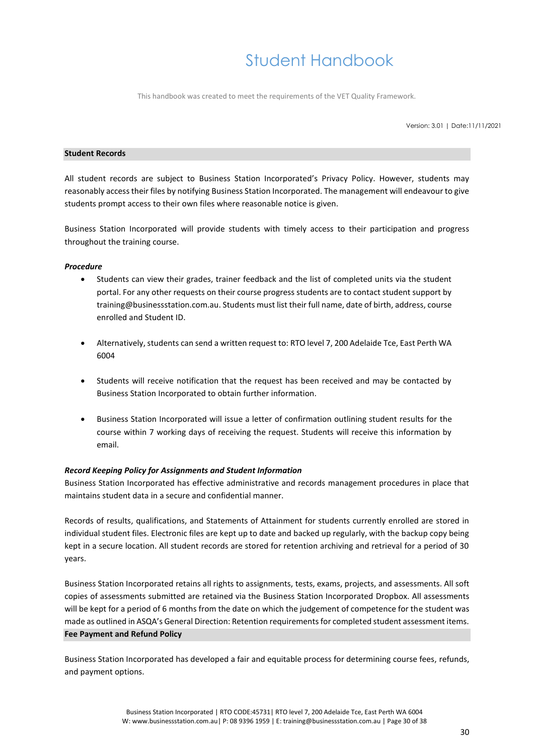## Student Records

All student records are subject to Business Station Incorporated's Privacy Policy. However, students may reasonably access their files by notifying Business Station Incorporated. The management will endeavour to give students prompt access to their own files where reasonable notice is given.

Business Station Incorporated will provide students with timely access to their participation and progress throughout the training course.

***Procedure***

- Students can view their grades, trainer feedback and the list of completed units via the student portal. For any other requests on their course progress students are to contact student support by training@businessstation.com.au. Students must list their full name, date of birth, address, course enrolled and Student ID.
- Alternatively, students can send a written request to: RTO level 7, 200 Adelaide Tce, East Perth WA 6004
- Students will receive notification that the request has been received and may be contacted by Business Station Incorporated to obtain further information.
- Business Station Incorporated will issue a letter of confirmation outlining student results for the course within 7 working days of receiving the request. Students will receive this information by email.

***Record Keeping Policy for Assignments and Student Information***

Business Station Incorporated has effective administrative and records management procedures in place that maintains student data in a secure and confidential manner.

Records of results, qualifications, and Statements of Attainment for students currently enrolled are stored in individual student files. Electronic files are kept up to date and backed up regularly, with the backup copy being kept in a secure location. All student records are stored for retention archiving and retrieval for a period of 30 years.

Business Station Incorporated retains all rights to assignments, tests, exams, projects, and assessments. All soft copies of assessments submitted are retained via the Business Station Incorporated Dropbox. All assessments will be kept for a period of 6 months from the date on which the judgement of competence for the student was made as outlined in ASQA's General Direction: Retention requirements for completed student assessment items.

## Fee Payment and Refund Policy

Business Station Incorporated has developed a fair and equitable process for determining course fees, refunds, and payment options.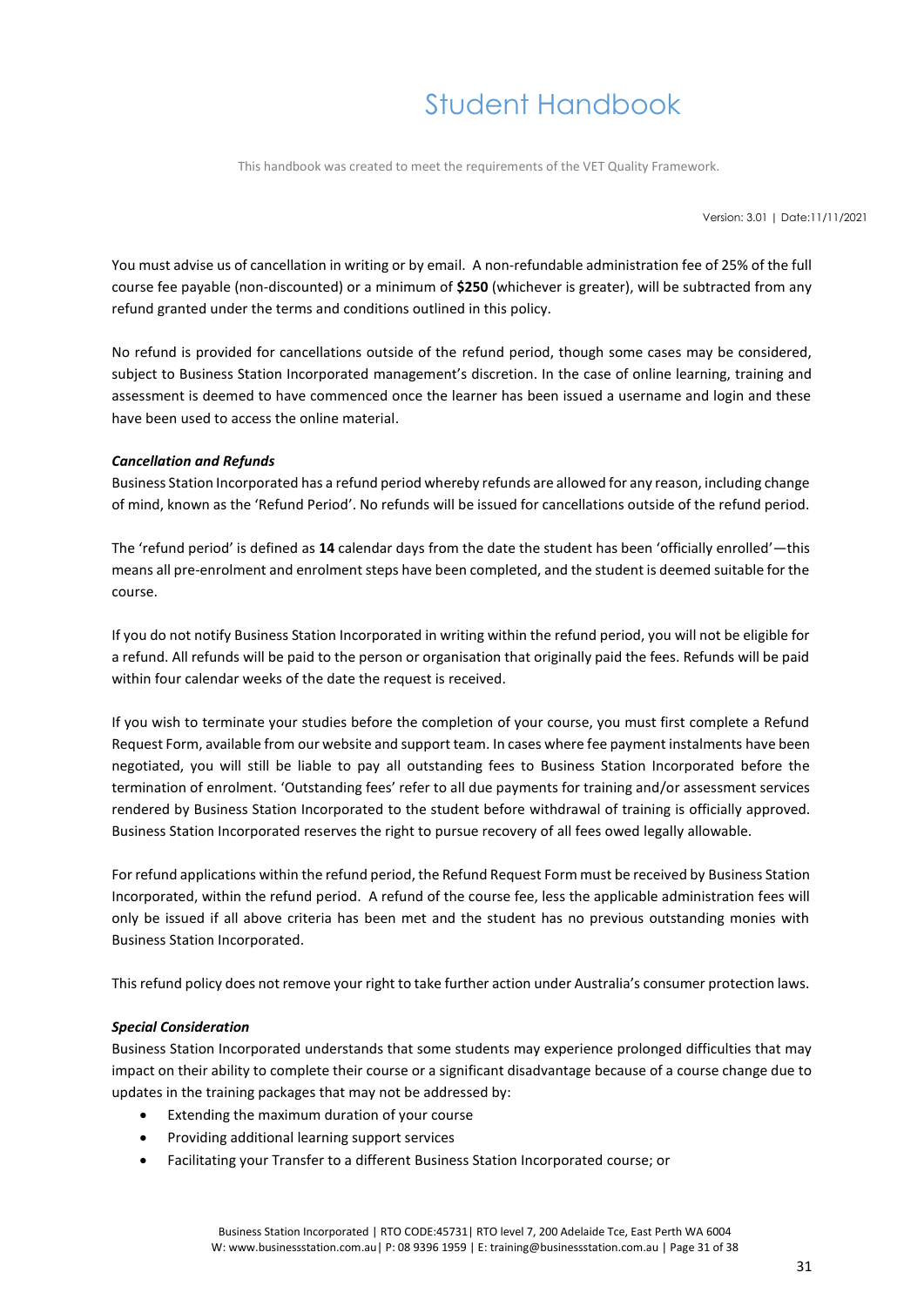You must advise us of cancellation in writing or by email. A non-refundable administration fee of 25% of the full course fee payable (non-discounted) or a minimum of **$250** (whichever is greater), will be subtracted from any refund granted under the terms and conditions outlined in this policy.

No refund is provided for cancellations outside of the refund period, though some cases may be considered, subject to Business Station Incorporated management's discretion. In the case of online learning, training and assessment is deemed to have commenced once the learner has been issued a username and login and these have been used to access the online material.

***Cancellation and Refunds***

Business Station Incorporated has a refund period whereby refunds are allowed for any reason, including change of mind, known as the 'Refund Period'. No refunds will be issued for cancellations outside of the refund period.

The 'refund period' is defined as **14** calendar days from the date the student has been 'officially enrolled'—this means all pre-enrolment and enrolment steps have been completed, and the student is deemed suitable for the course.

If you do not notify Business Station Incorporated in writing within the refund period, you will not be eligible for a refund. All refunds will be paid to the person or organisation that originally paid the fees. Refunds will be paid within four calendar weeks of the date the request is received.

If you wish to terminate your studies before the completion of your course, you must first complete a Refund Request Form, available from our website and support team. In cases where fee payment instalments have been negotiated, you will still be liable to pay all outstanding fees to Business Station Incorporated before the termination of enrolment. 'Outstanding fees' refer to all due payments for training and/or assessment services rendered by Business Station Incorporated to the student before withdrawal of training is officially approved. Business Station Incorporated reserves the right to pursue recovery of all fees owed legally allowable.

For refund applications within the refund period, the Refund Request Form must be received by Business Station Incorporated, within the refund period. A refund of the course fee, less the applicable administration fees will only be issued if all above criteria has been met and the student has no previous outstanding monies with Business Station Incorporated.

This refund policy does not remove your right to take further action under Australia's consumer protection laws.

***Special Consideration***

Business Station Incorporated understands that some students may experience prolonged difficulties that may impact on their ability to complete their course or a significant disadvantage because of a course change due to updates in the training packages that may not be addressed by:

- Extending the maximum duration of your course
- Providing additional learning support services
- Facilitating your Transfer to a different Business Station Incorporated course; or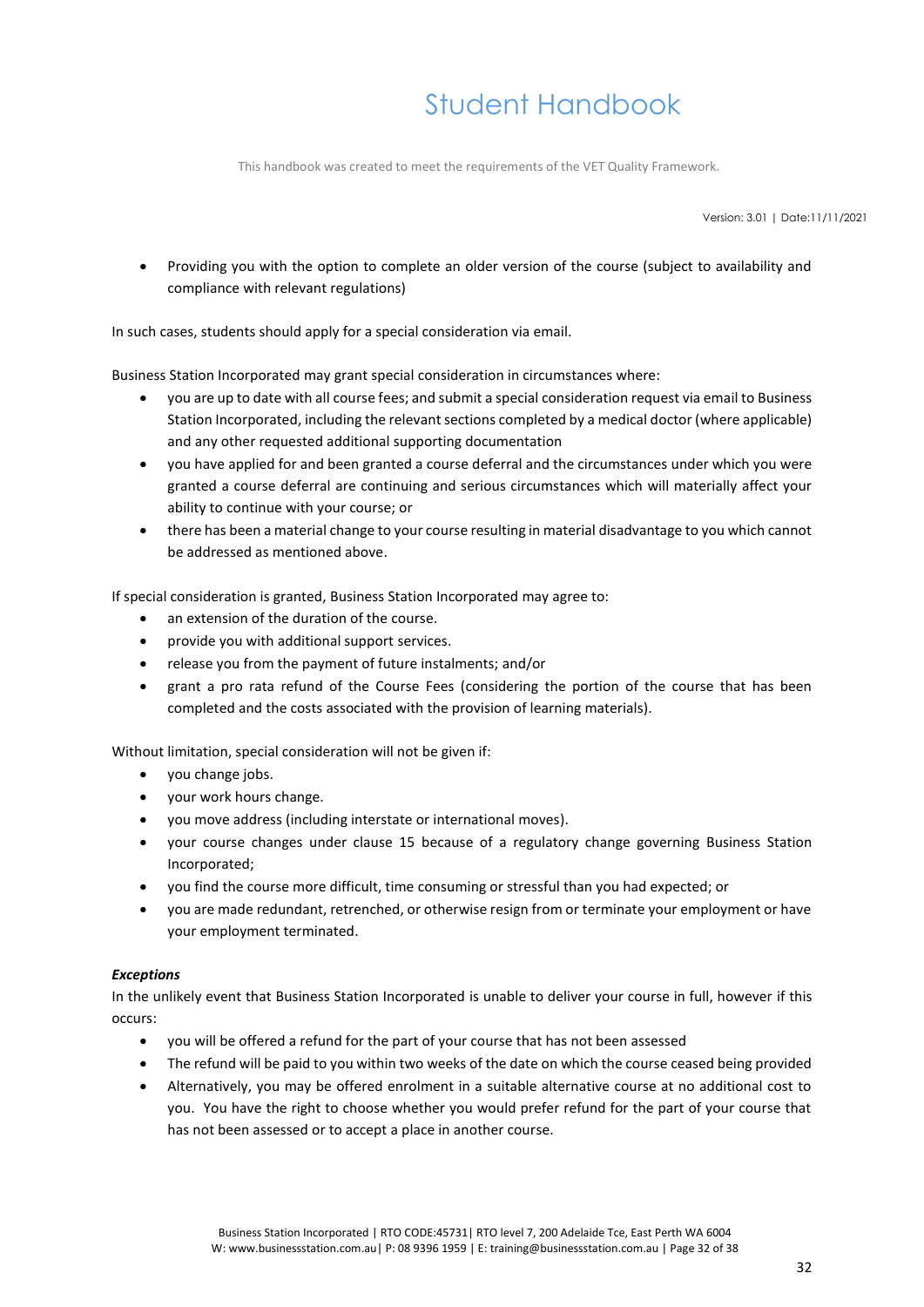- Providing you with the option to complete an older version of the course (subject to availability and compliance with relevant regulations)

In such cases, students should apply for a special consideration via email.

Business Station Incorporated may grant special consideration in circumstances where:

- you are up to date with all course fees; and submit a special consideration request via email to Business Station Incorporated, including the relevant sections completed by a medical doctor (where applicable) and any other requested additional supporting documentation
- you have applied for and been granted a course deferral and the circumstances under which you were granted a course deferral are continuing and serious circumstances which will materially affect your ability to continue with your course; or
- there has been a material change to your course resulting in material disadvantage to you which cannot be addressed as mentioned above.

If special consideration is granted, Business Station Incorporated may agree to:

- an extension of the duration of the course.
- provide you with additional support services.
- release you from the payment of future instalments; and/or
- grant a pro rata refund of the Course Fees (considering the portion of the course that has been completed and the costs associated with the provision of learning materials).

Without limitation, special consideration will not be given if:

- you change jobs.
- your work hours change.
- you move address (including interstate or international moves).
- your course changes under clause 15 because of a regulatory change governing Business Station Incorporated;
- you find the course more difficult, time consuming or stressful than you had expected; or
- you are made redundant, retrenched, or otherwise resign from or terminate your employment or have your employment terminated.

***Exceptions***

In the unlikely event that Business Station Incorporated is unable to deliver your course in full, however if this occurs:

- you will be offered a refund for the part of your course that has not been assessed
- The refund will be paid to you within two weeks of the date on which the course ceased being provided
- Alternatively, you may be offered enrolment in a suitable alternative course at no additional cost to you. You have the right to choose whether you would prefer refund for the part of your course that has not been assessed or to accept a place in another course.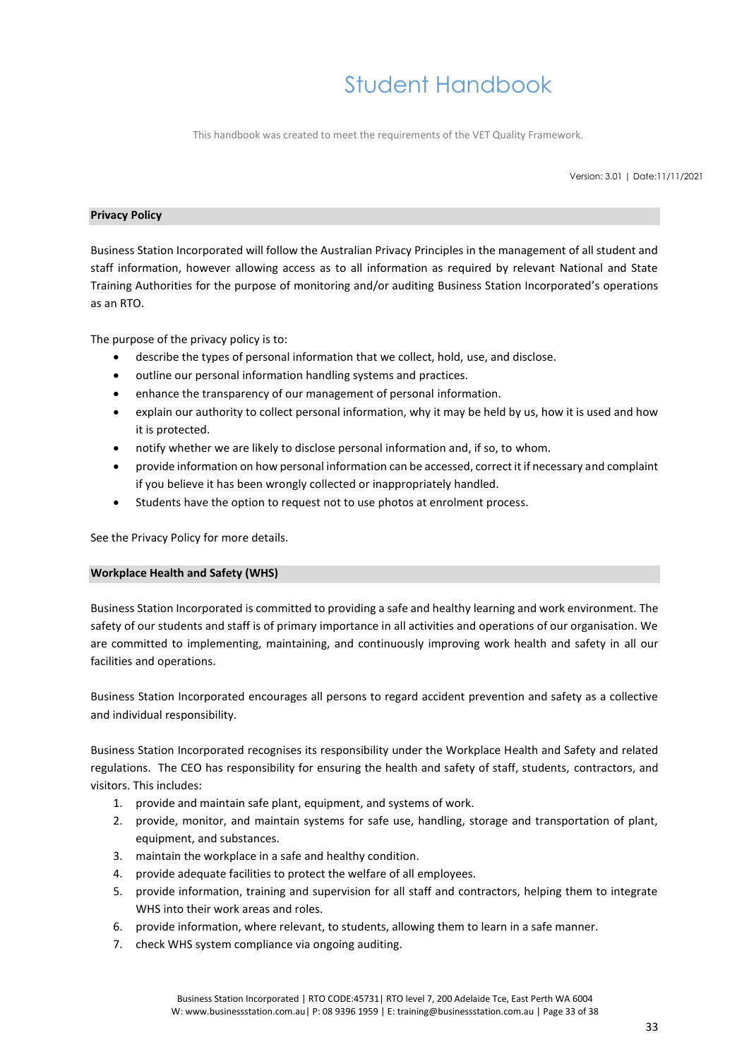## Privacy Policy

Business Station Incorporated will follow the Australian Privacy Principles in the management of all student and staff information, however allowing access as to all information as required by relevant National and State Training Authorities for the purpose of monitoring and/or auditing Business Station Incorporated's operations as an RTO.

The purpose of the privacy policy is to:

- describe the types of personal information that we collect, hold, use, and disclose.
- outline our personal information handling systems and practices.
- enhance the transparency of our management of personal information.
- explain our authority to collect personal information, why it may be held by us, how it is used and how it is protected.
- notify whether we are likely to disclose personal information and, if so, to whom.
- provide information on how personal information can be accessed, correct it if necessary and complaint if you believe it has been wrongly collected or inappropriately handled.
- Students have the option to request not to use photos at enrolment process.

See the Privacy Policy for more details.

## Workplace Health and Safety (WHS)

Business Station Incorporated is committed to providing a safe and healthy learning and work environment. The safety of our students and staff is of primary importance in all activities and operations of our organisation. We are committed to implementing, maintaining, and continuously improving work health and safety in all our facilities and operations.

Business Station Incorporated encourages all persons to regard accident prevention and safety as a collective and individual responsibility.

Business Station Incorporated recognises its responsibility under the Workplace Health and Safety and related regulations. The CEO has responsibility for ensuring the health and safety of staff, students, contractors, and visitors. This includes:

1. provide and maintain safe plant, equipment, and systems of work.
2. provide, monitor, and maintain systems for safe use, handling, storage and transportation of plant, equipment, and substances.
3. maintain the workplace in a safe and healthy condition.
4. provide adequate facilities to protect the welfare of all employees.
5. provide information, training and supervision for all staff and contractors, helping them to integrate WHS into their work areas and roles.
6. provide information, where relevant, to students, allowing them to learn in a safe manner.
7. check WHS system compliance via ongoing auditing.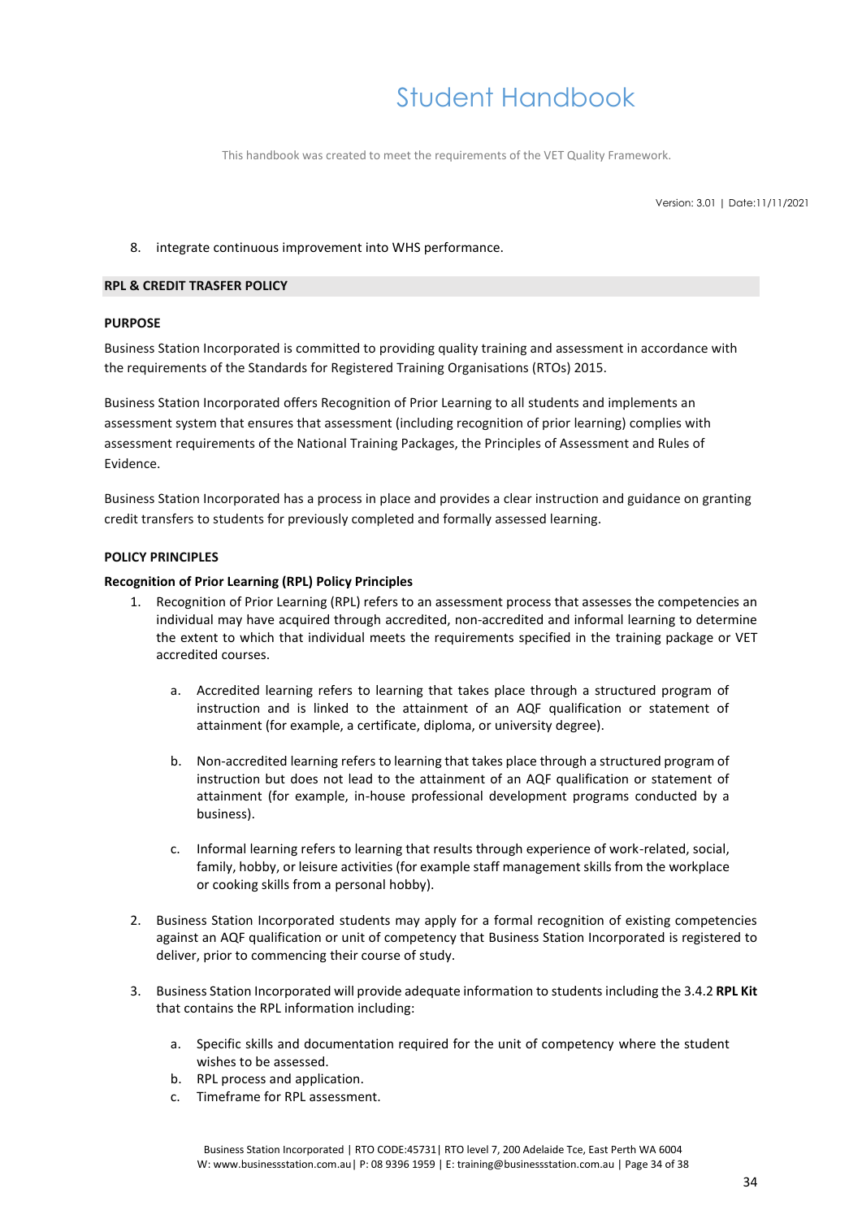8. integrate continuous improvement into WHS performance.

## RPL & CREDIT TRASFER POLICY

### PURPOSE

Business Station Incorporated is committed to providing quality training and assessment in accordance with the requirements of the Standards for Registered Training Organisations (RTOs) 2015.

Business Station Incorporated offers Recognition of Prior Learning to all students and implements an assessment system that ensures that assessment (including recognition of prior learning) complies with assessment requirements of the National Training Packages, the Principles of Assessment and Rules of Evidence.

Business Station Incorporated has a process in place and provides a clear instruction and guidance on granting credit transfers to students for previously completed and formally assessed learning.

### POLICY PRINCIPLES

**Recognition of Prior Learning (RPL) Policy Principles**

1. Recognition of Prior Learning (RPL) refers to an assessment process that assesses the competencies an individual may have acquired through accredited, non-accredited and informal learning to determine the extent to which that individual meets the requirements specified in the training package or VET accredited courses.

   a. Accredited learning refers to learning that takes place through a structured program of instruction and is linked to the attainment of an AQF qualification or statement of attainment (for example, a certificate, diploma, or university degree).

   b. Non-accredited learning refers to learning that takes place through a structured program of instruction but does not lead to the attainment of an AQF qualification or statement of attainment (for example, in-house professional development programs conducted by a business).

   c. Informal learning refers to learning that results through experience of work-related, social, family, hobby, or leisure activities (for example staff management skills from the workplace or cooking skills from a personal hobby).

2. Business Station Incorporated students may apply for a formal recognition of existing competencies against an AQF qualification or unit of competency that Business Station Incorporated is registered to deliver, prior to commencing their course of study.

3. Business Station Incorporated will provide adequate information to students including the 3.4.2 **RPL Kit** that contains the RPL information including:

   a. Specific skills and documentation required for the unit of competency where the student wishes to be assessed.
   b. RPL process and application.
   c. Timeframe for RPL assessment.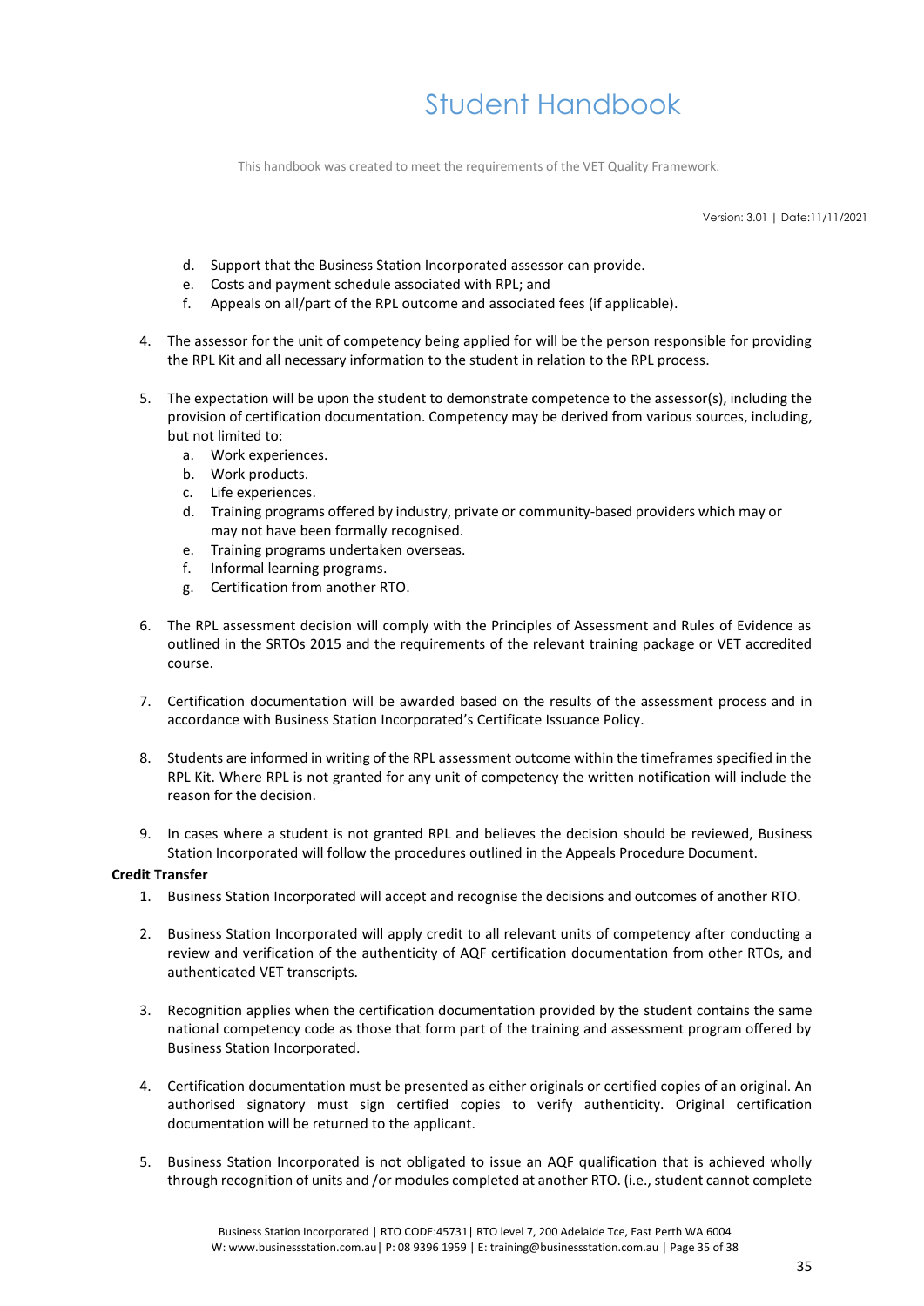d. Support that the Business Station Incorporated assessor can provide.
e. Costs and payment schedule associated with RPL; and
f. Appeals on all/part of the RPL outcome and associated fees (if applicable).

4. The assessor for the unit of competency being applied for will be the person responsible for providing the RPL Kit and all necessary information to the student in relation to the RPL process.

5. The expectation will be upon the student to demonstrate competence to the assessor(s), including the provision of certification documentation. Competency may be derived from various sources, including, but not limited to:
    a. Work experiences.
    b. Work products.
    c. Life experiences.
    d. Training programs offered by industry, private or community-based providers which may or may not have been formally recognised.
    e. Training programs undertaken overseas.
    f. Informal learning programs.
    g. Certification from another RTO.

6. The RPL assessment decision will comply with the Principles of Assessment and Rules of Evidence as outlined in the SRTOs 2015 and the requirements of the relevant training package or VET accredited course.

7. Certification documentation will be awarded based on the results of the assessment process and in accordance with Business Station Incorporated's Certificate Issuance Policy.

8. Students are informed in writing of the RPL assessment outcome within the timeframes specified in the RPL Kit. Where RPL is not granted for any unit of competency the written notification will include the reason for the decision.

9. In cases where a student is not granted RPL and believes the decision should be reviewed, Business Station Incorporated will follow the procedures outlined in the Appeals Procedure Document.

**Credit Transfer**

1. Business Station Incorporated will accept and recognise the decisions and outcomes of another RTO.

2. Business Station Incorporated will apply credit to all relevant units of competency after conducting a review and verification of the authenticity of AQF certification documentation from other RTOs, and authenticated VET transcripts.

3. Recognition applies when the certification documentation provided by the student contains the same national competency code as those that form part of the training and assessment program offered by Business Station Incorporated.

4. Certification documentation must be presented as either originals or certified copies of an original. An authorised signatory must sign certified copies to verify authenticity. Original certification documentation will be returned to the applicant.

5. Business Station Incorporated is not obligated to issue an AQF qualification that is achieved wholly through recognition of units and /or modules completed at another RTO. (i.e., student cannot complete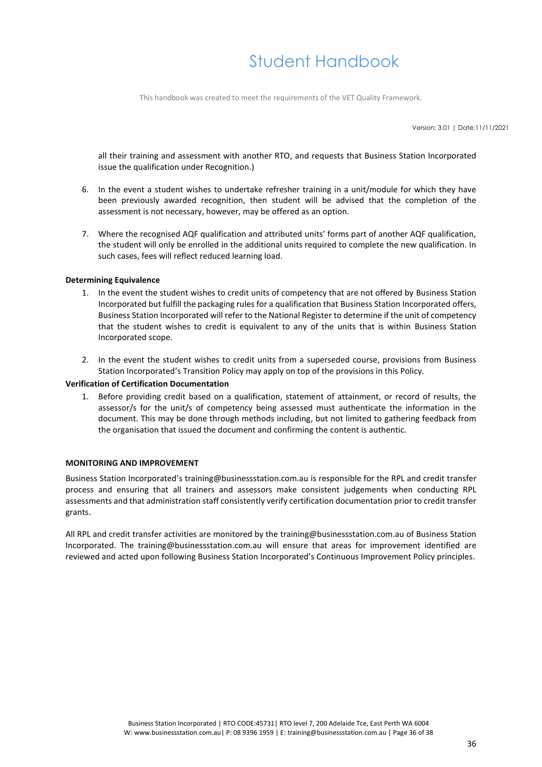all their training and assessment with another RTO, and requests that Business Station Incorporated issue the qualification under Recognition.)

6. In the event a student wishes to undertake refresher training in a unit/module for which they have been previously awarded recognition, then student will be advised that the completion of the assessment is not necessary, however, may be offered as an option.

7. Where the recognised AQF qualification and attributed units' forms part of another AQF qualification, the student will only be enrolled in the additional units required to complete the new qualification. In such cases, fees will reflect reduced learning load.

**Determining Equivalence**

1. In the event the student wishes to credit units of competency that are not offered by Business Station Incorporated but fulfill the packaging rules for a qualification that Business Station Incorporated offers, Business Station Incorporated will refer to the National Register to determine if the unit of competency that the student wishes to credit is equivalent to any of the units that is within Business Station Incorporated scope.

2. In the event the student wishes to credit units from a superseded course, provisions from Business Station Incorporated's Transition Policy may apply on top of the provisions in this Policy.

**Verification of Certification Documentation**

1. Before providing credit based on a qualification, statement of attainment, or record of results, the assessor/s for the unit/s of competency being assessed must authenticate the information in the document. This may be done through methods including, but not limited to gathering feedback from the organisation that issued the document and confirming the content is authentic.

**MONITORING AND IMPROVEMENT**

Business Station Incorporated's training@businessstation.com.au is responsible for the RPL and credit transfer process and ensuring that all trainers and assessors make consistent judgements when conducting RPL assessments and that administration staff consistently verify certification documentation prior to credit transfer grants.

All RPL and credit transfer activities are monitored by the training@businessstation.com.au of Business Station Incorporated. The training@businessstation.com.au will ensure that areas for improvement identified are reviewed and acted upon following Business Station Incorporated's Continuous Improvement Policy principles.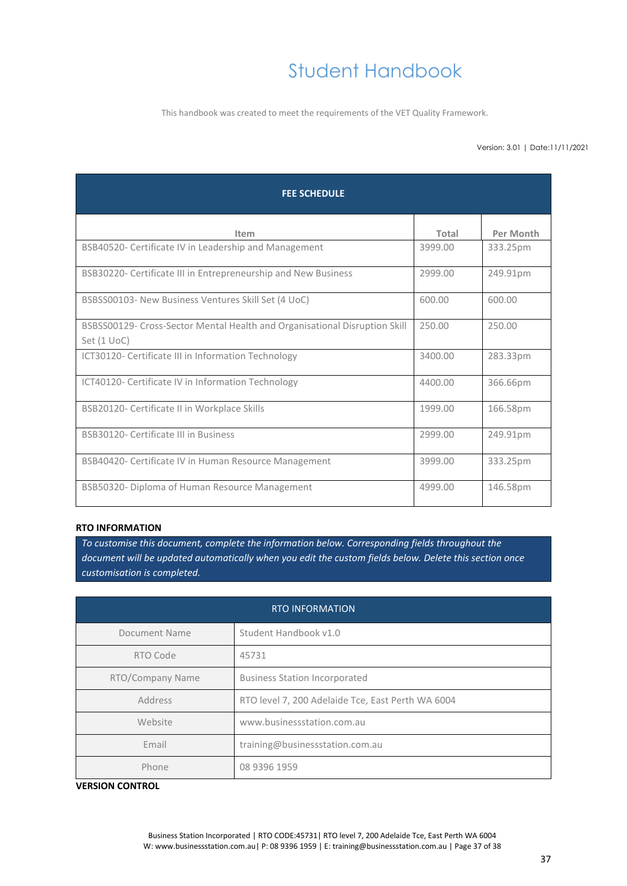# Student Handbook

This handbook was created to meet the requirements of the VET Quality Framework.

Version: 3.01 | Date:11/11/2021

| FEE SCHEDULE | | |
|---|---|---|
| **Item** | **Total** | **Per Month** |
| BSB40520- Certificate IV in Leadership and Management | 3999.00 | 333.25pm |
| BSB30220- Certificate III in Entrepreneurship and New Business | 2999.00 | 249.91pm |
| BSBSS00103- New Business Ventures Skill Set (4 UoC) | 600.00 | 600.00 |
| BSBSS00129- Cross-Sector Mental Health and Organisational Disruption Skill Set (1 UoC) | 250.00 | 250.00 |
| ICT30120- Certificate III in Information Technology | 3400.00 | 283.33pm |
| ICT40120- Certificate IV in Information Technology | 4400.00 | 366.66pm |
| BSB20120- Certificate II in Workplace Skills | 1999.00 | 166.58pm |
| BSB30120- Certificate III in Business | 2999.00 | 249.91pm |
| BSB40420- Certificate IV in Human Resource Management | 3999.00 | 333.25pm |
| BSB50320- Diploma of Human Resource Management | 4999.00 | 146.58pm |

**RTO INFORMATION**

*To customise this document, complete the information below. Corresponding fields throughout the document will be updated automatically when you edit the custom fields below. Delete this section once customisation is completed.*

| RTO INFORMATION | |
|---|---|
| Document Name | Student Handbook v1.0 |
| RTO Code | 45731 |
| RTO/Company Name | Business Station Incorporated |
| Address | RTO level 7, 200 Adelaide Tce, East Perth WA 6004 |
| Website | www.businessstation.com.au |
| Email | training@businessstation.com.au |
| Phone | 08 9396 1959 |

**VERSION CONTROL**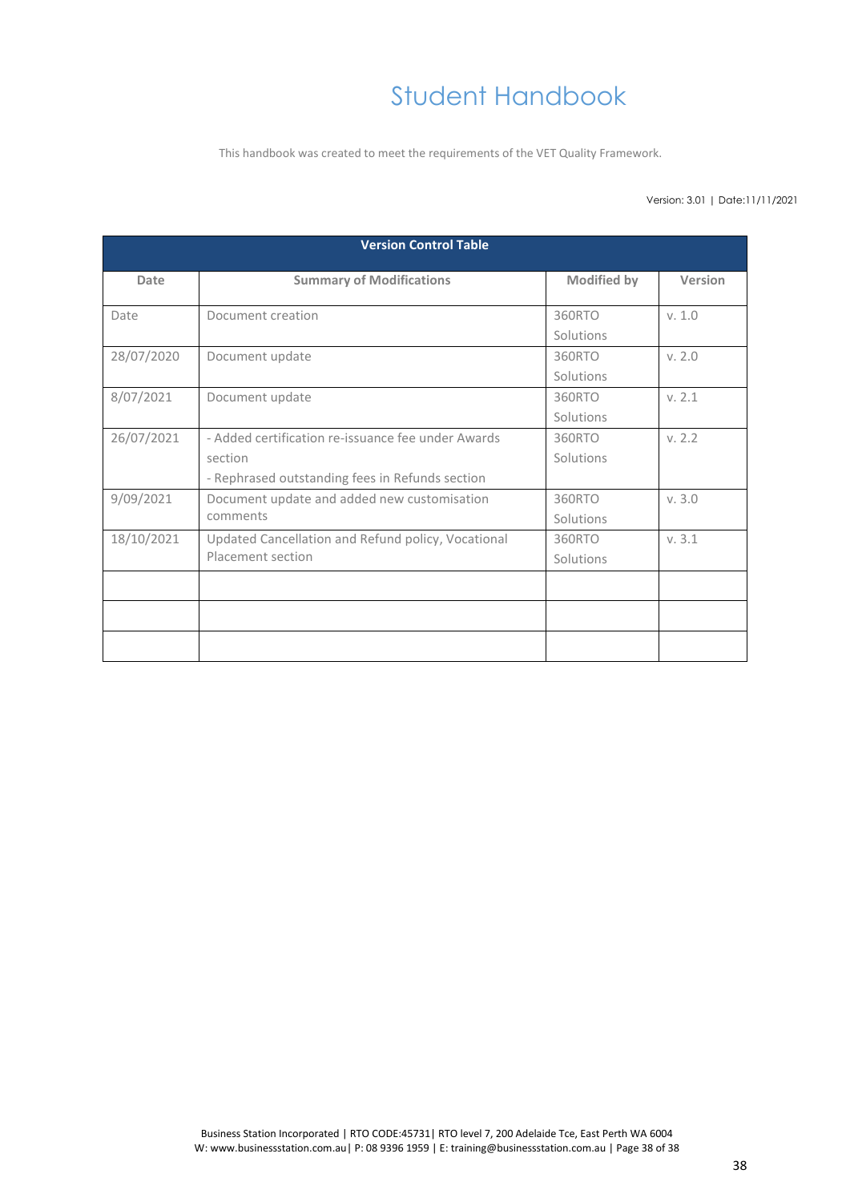# Student Handbook

This handbook was created to meet the requirements of the VET Quality Framework.

Version: 3.01 | Date:11/11/2021

| Version Control Table | | | |
|---|---|---|---|
| **Date** | **Summary of Modifications** | **Modified by** | **Version** |
| Date | Document creation | 360RTO Solutions | v. 1.0 |
| 28/07/2020 | Document update | 360RTO Solutions | v. 2.0 |
| 8/07/2021 | Document update | 360RTO Solutions | v. 2.1 |
| 26/07/2021 | - Added certification re-issuance fee under Awards section<br>- Rephrased outstanding fees in Refunds section | 360RTO Solutions | v. 2.2 |
| 9/09/2021 | Document update and added new customisation comments | 360RTO Solutions | v. 3.0 |
| 18/10/2021 | Updated Cancellation and Refund policy, Vocational Placement section | 360RTO Solutions | v. 3.1 |
| | | | |
| | | | |
| | | | |